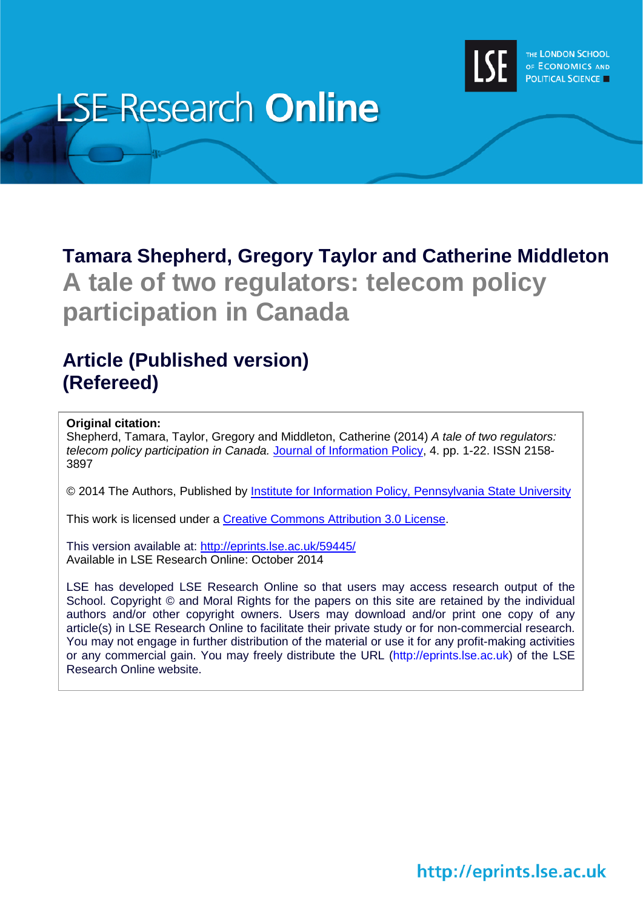LSE Research **Online**

THE LONDON SCHOOL OF ECONOMICS AND POLITICAL SCIENCE

## Tamara Shepherd, Gregory Taylor and Catherine Middleton

# A tale of two regulators: telecom policy participation in Canada

## Article (Published version) (Refereed)

**Original citation:**
Shepherd, Tamara, Taylor, Gregory and Middleton, Catherine (2014) *A tale of two regulators: telecom policy participation in Canada.* Journal of Information Policy, 4. pp. 1-22. ISSN 2158-3897

© 2014 The Authors, Published by Institute for Information Policy, Pennsylvania State University

This work is licensed under a Creative Commons Attribution 3.0 License.

This version available at: http://eprints.lse.ac.uk/59445/
Available in LSE Research Online: October 2014

LSE has developed LSE Research Online so that users may access research output of the School. Copyright © and Moral Rights for the papers on this site are retained by the individual authors and/or other copyright owners. Users may download and/or print one copy of any article(s) in LSE Research Online to facilitate their private study or for non-commercial research. You may not engage in further distribution of the material or use it for any profit-making activities or any commercial gain. You may freely distribute the URL (http://eprints.lse.ac.uk) of the LSE Research Online website.

http://eprints.lse.ac.uk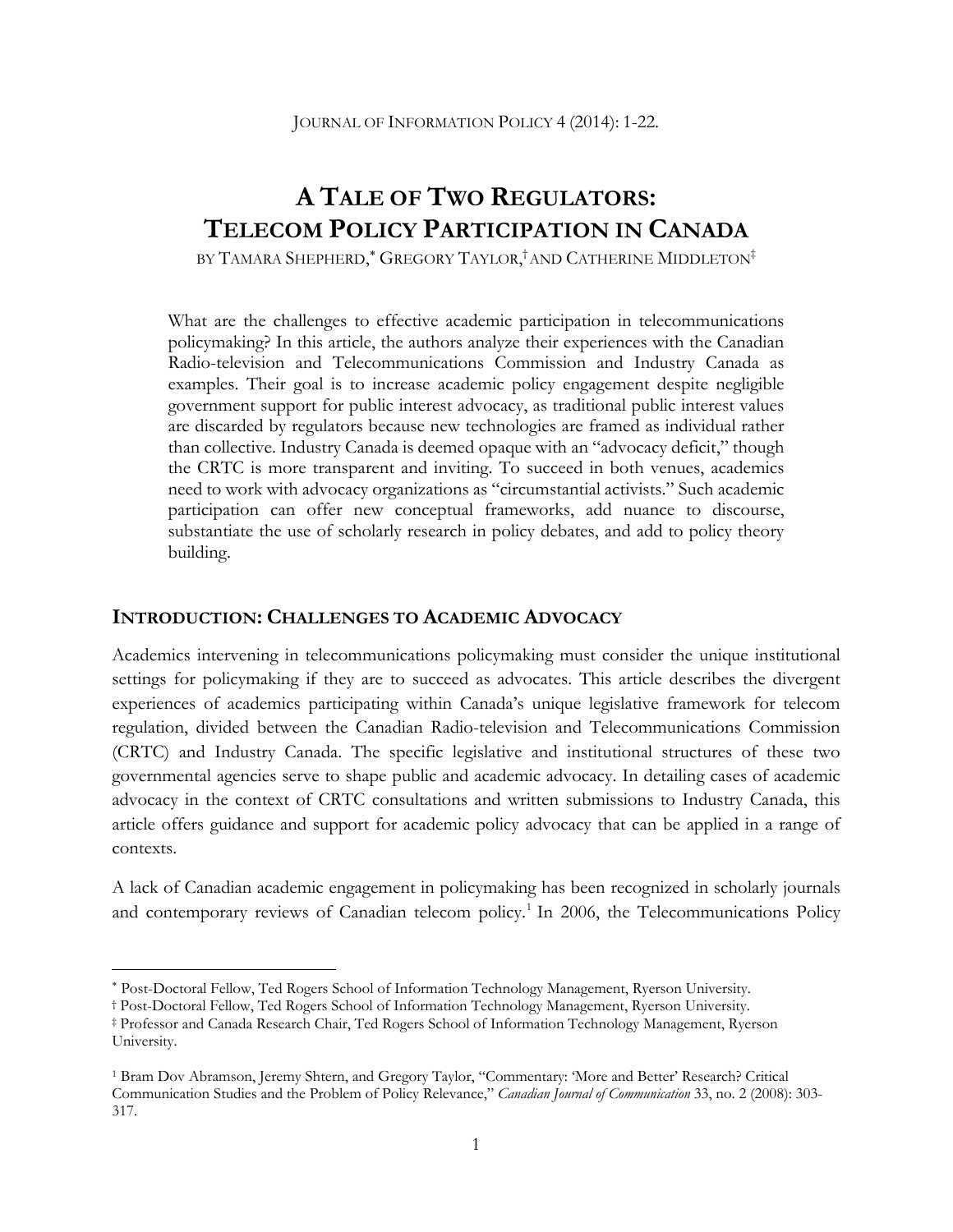# A Tale of Two Regulators: Telecom Policy Participation in Canada

By Tamara Shepherd,[*] Gregory Taylor,[†] and Catherine Middleton[‡]

What are the challenges to effective academic participation in telecommunications policymaking? In this article, the authors analyze their experiences with the Canadian Radio-television and Telecommunications Commission and Industry Canada as examples. Their goal is to increase academic policy engagement despite negligible government support for public interest advocacy, as traditional public interest values are discarded by regulators because new technologies are framed as individual rather than collective. Industry Canada is deemed opaque with an "advocacy deficit," though the CRTC is more transparent and inviting. To succeed in both venues, academics need to work with advocacy organizations as "circumstantial activists." Such academic participation can offer new conceptual frameworks, add nuance to discourse, substantiate the use of scholarly research in policy debates, and add to policy theory building.

## Introduction: Challenges to Academic Advocacy

Academics intervening in telecommunications policymaking must consider the unique institutional settings for policymaking if they are to succeed as advocates. This article describes the divergent experiences of academics participating within Canada's unique legislative framework for telecom regulation, divided between the Canadian Radio-television and Telecommunications Commission (CRTC) and Industry Canada. The specific legislative and institutional structures of these two governmental agencies serve to shape public and academic advocacy. In detailing cases of academic advocacy in the context of CRTC consultations and written submissions to Industry Canada, this article offers guidance and support for academic policy advocacy that can be applied in a range of contexts.

A lack of Canadian academic engagement in policymaking has been recognized in scholarly journals and contemporary reviews of Canadian telecom policy.[1] In 2006, the Telecommunications Policy

---

[*] Post-Doctoral Fellow, Ted Rogers School of Information Technology Management, Ryerson University.

[†] Post-Doctoral Fellow, Ted Rogers School of Information Technology Management, Ryerson University.

[‡] Professor and Canada Research Chair, Ted Rogers School of Information Technology Management, Ryerson University.

[1] Bram Dov Abramson, Jeremy Shtern, and Gregory Taylor, "Commentary: 'More and Better' Research? Critical Communication Studies and the Problem of Policy Relevance," *Canadian Journal of Communication* 33, no. 2 (2008): 303-317.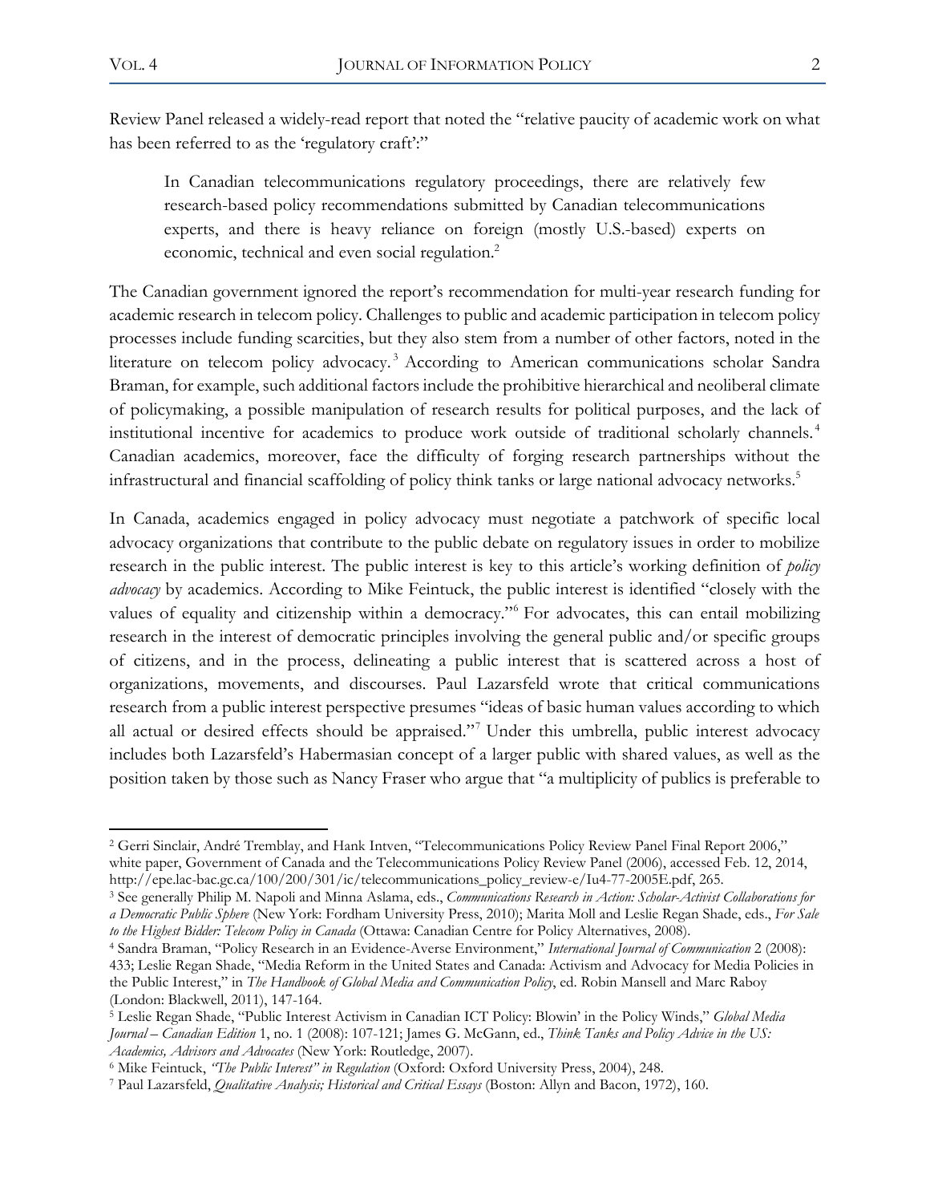Review Panel released a widely-read report that noted the "relative paucity of academic work on what has been referred to as the 'regulatory craft':"

> In Canadian telecommunications regulatory proceedings, there are relatively few research-based policy recommendations submitted by Canadian telecommunications experts, and there is heavy reliance on foreign (mostly U.S.-based) experts on economic, technical and even social regulation.[2]

The Canadian government ignored the report's recommendation for multi-year research funding for academic research in telecom policy. Challenges to public and academic participation in telecom policy processes include funding scarcities, but they also stem from a number of other factors, noted in the literature on telecom policy advocacy.[3] According to American communications scholar Sandra Braman, for example, such additional factors include the prohibitive hierarchical and neoliberal climate of policymaking, a possible manipulation of research results for political purposes, and the lack of institutional incentive for academics to produce work outside of traditional scholarly channels.[4] Canadian academics, moreover, face the difficulty of forging research partnerships without the infrastructural and financial scaffolding of policy think tanks or large national advocacy networks.[5]

In Canada, academics engaged in policy advocacy must negotiate a patchwork of specific local advocacy organizations that contribute to the public debate on regulatory issues in order to mobilize research in the public interest. The public interest is key to this article's working definition of *policy advocacy* by academics. According to Mike Feintuck, the public interest is identified "closely with the values of equality and citizenship within a democracy."[6] For advocates, this can entail mobilizing research in the interest of democratic principles involving the general public and/or specific groups of citizens, and in the process, delineating a public interest that is scattered across a host of organizations, movements, and discourses. Paul Lazarsfeld wrote that critical communications research from a public interest perspective presumes "ideas of basic human values according to which all actual or desired effects should be appraised."[7] Under this umbrella, public interest advocacy includes both Lazarsfeld's Habermasian concept of a larger public with shared values, as well as the position taken by those such as Nancy Fraser who argue that "a multiplicity of publics is preferable to

---

[2] Gerri Sinclair, André Tremblay, and Hank Intven, "Telecommunications Policy Review Panel Final Report 2006," white paper, Government of Canada and the Telecommunications Policy Review Panel (2006), accessed Feb. 12, 2014, http://epe.lac-bac.gc.ca/100/200/301/ic/telecommunications_policy_review-e/Iu4-77-2005E.pdf, 265.

[3] See generally Philip M. Napoli and Minna Aslama, eds., *Communications Research in Action: Scholar-Activist Collaborations for a Democratic Public Sphere* (New York: Fordham University Press, 2010); Marita Moll and Leslie Regan Shade, eds., *For Sale to the Highest Bidder: Telecom Policy in Canada* (Ottawa: Canadian Centre for Policy Alternatives, 2008).

[4] Sandra Braman, "Policy Research in an Evidence-Averse Environment," *International Journal of Communication* 2 (2008): 433; Leslie Regan Shade, "Media Reform in the United States and Canada: Activism and Advocacy for Media Policies in the Public Interest," in *The Handbook of Global Media and Communication Policy*, ed. Robin Mansell and Marc Raboy (London: Blackwell, 2011), 147-164.

[5] Leslie Regan Shade, "Public Interest Activism in Canadian ICT Policy: Blowin' in the Policy Winds," *Global Media Journal – Canadian Edition* 1, no. 1 (2008): 107-121; James G. McGann, ed., *Think Tanks and Policy Advice in the US: Academics, Advisors and Advocates* (New York: Routledge, 2007).

[6] Mike Feintuck, *"The Public Interest" in Regulation* (Oxford: Oxford University Press, 2004), 248.

[7] Paul Lazarsfeld, *Qualitative Analysis; Historical and Critical Essays* (Boston: Allyn and Bacon, 1972), 160.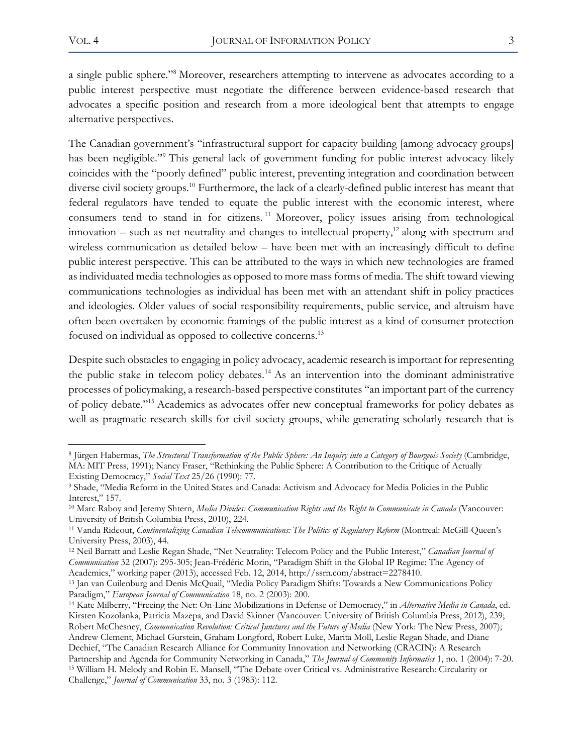a single public sphere."[8] Moreover, researchers attempting to intervene as advocates according to a public interest perspective must negotiate the difference between evidence-based research that advocates a specific position and research from a more ideological bent that attempts to engage alternative perspectives.

The Canadian government's "infrastructural support for capacity building [among advocacy groups] has been negligible."[9] This general lack of government funding for public interest advocacy likely coincides with the "poorly defined" public interest, preventing integration and coordination between diverse civil society groups.[10] Furthermore, the lack of a clearly-defined public interest has meant that federal regulators have tended to equate the public interest with the economic interest, where consumers tend to stand in for citizens.[11] Moreover, policy issues arising from technological innovation – such as net neutrality and changes to intellectual property,[12] along with spectrum and wireless communication as detailed below – have been met with an increasingly difficult to define public interest perspective. This can be attributed to the ways in which new technologies are framed as individuated media technologies as opposed to more mass forms of media. The shift toward viewing communications technologies as individual has been met with an attendant shift in policy practices and ideologies. Older values of social responsibility requirements, public service, and altruism have often been overtaken by economic framings of the public interest as a kind of consumer protection focused on individual as opposed to collective concerns.[13]

Despite such obstacles to engaging in policy advocacy, academic research is important for representing the public stake in telecom policy debates.[14] As an intervention into the dominant administrative processes of policymaking, a research-based perspective constitutes "an important part of the currency of policy debate."[15] Academics as advocates offer new conceptual frameworks for policy debates as well as pragmatic research skills for civil society groups, while generating scholarly research that is

---

[8] Jürgen Habermas, *The Structural Transformation of the Public Sphere: An Inquiry into a Category of Bourgeois Society* (Cambridge, MA: MIT Press, 1991); Nancy Fraser, "Rethinking the Public Sphere: A Contribution to the Critique of Actually Existing Democracy," *Social Text* 25/26 (1990): 77.

[9] Shade, "Media Reform in the United States and Canada: Activism and Advocacy for Media Policies in the Public Interest," 157.

[10] Marc Raboy and Jeremy Shtern, *Media Divides: Communication Rights and the Right to Communicate in Canada* (Vancouver: University of British Columbia Press, 2010), 224.

[11] Vanda Rideout, *Continentalizing Canadian Telecommunications: The Politics of Regulatory Reform* (Montreal: McGill-Queen's University Press, 2003), 44.

[12] Neil Barratt and Leslie Regan Shade, "Net Neutrality: Telecom Policy and the Public Interest," *Canadian Journal of Communication* 32 (2007): 295-305; Jean-Frédéric Morin, "Paradigm Shift in the Global IP Regime: The Agency of Academics," working paper (2013), accessed Feb. 12, 2014, http://ssrn.com/abstract=2278410.

[13] Jan van Cuilenburg and Denis McQuail, "Media Policy Paradigm Shifts: Towards a New Communications Policy Paradigm," *European Journal of Communication* 18, no. 2 (2003): 200.

[14] Kate Milberry, "Freeing the Net: On-Line Mobilizations in Defense of Democracy," in *Alternative Media in Canada*, ed. Kirsten Kozolanka, Patricia Mazepa, and David Skinner (Vancouver: University of British Columbia Press, 2012), 239; Robert McChesney, *Communication Revolution: Critical Junctures and the Future of Media* (New York: The New Press, 2007); Andrew Clement, Michael Gurstein, Graham Longford, Robert Luke, Marita Moll, Leslie Regan Shade, and Diane Dechief, "The Canadian Research Alliance for Community Innovation and Networking (CRACIN): A Research Partnership and Agenda for Community Networking in Canada," *The Journal of Community Informatics* 1, no. 1 (2004): 7-20.

[15] William H. Melody and Robin E. Mansell, "The Debate over Critical vs. Administrative Research: Circularity or Challenge," *Journal of Communication* 33, no. 3 (1983): 112.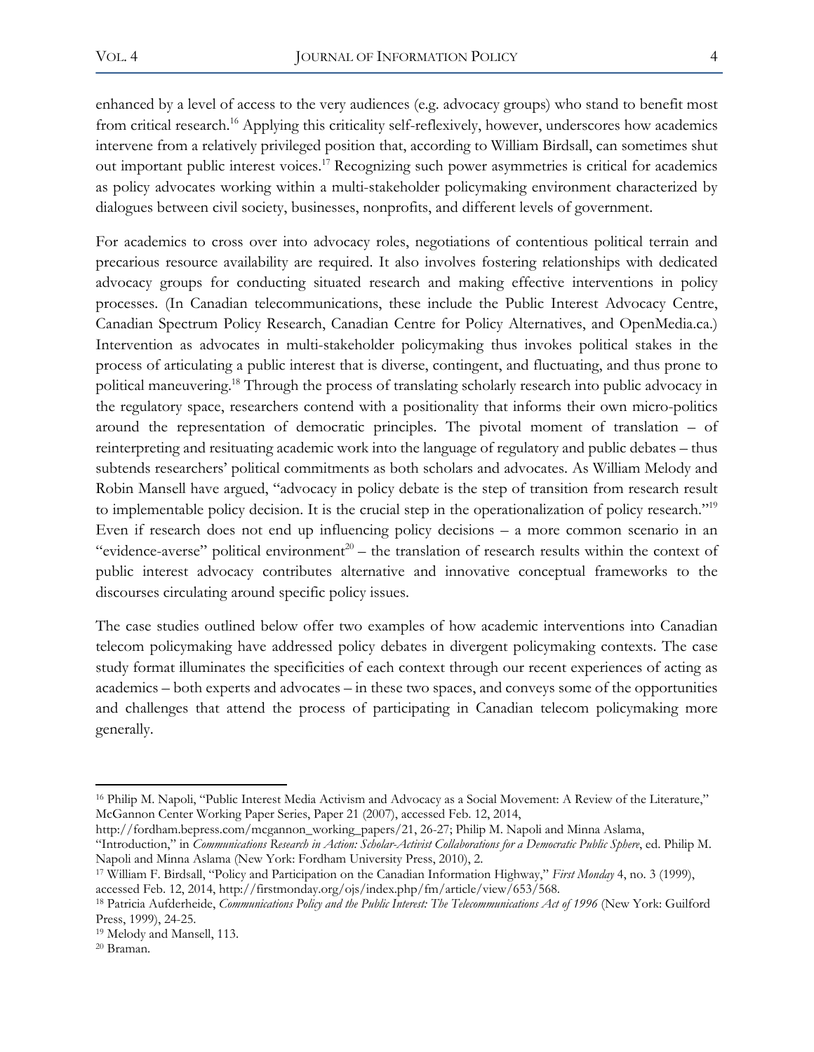enhanced by a level of access to the very audiences (e.g. advocacy groups) who stand to benefit most from critical research.[16] Applying this criticality self-reflexively, however, underscores how academics intervene from a relatively privileged position that, according to William Birdsall, can sometimes shut out important public interest voices.[17] Recognizing such power asymmetries is critical for academics as policy advocates working within a multi-stakeholder policymaking environment characterized by dialogues between civil society, businesses, nonprofits, and different levels of government.

For academics to cross over into advocacy roles, negotiations of contentious political terrain and precarious resource availability are required. It also involves fostering relationships with dedicated advocacy groups for conducting situated research and making effective interventions in policy processes. (In Canadian telecommunications, these include the Public Interest Advocacy Centre, Canadian Spectrum Policy Research, Canadian Centre for Policy Alternatives, and OpenMedia.ca.) Intervention as advocates in multi-stakeholder policymaking thus invokes political stakes in the process of articulating a public interest that is diverse, contingent, and fluctuating, and thus prone to political maneuvering.[18] Through the process of translating scholarly research into public advocacy in the regulatory space, researchers contend with a positionality that informs their own micro-politics around the representation of democratic principles. The pivotal moment of translation – of reinterpreting and resituating academic work into the language of regulatory and public debates – thus subtends researchers' political commitments as both scholars and advocates. As William Melody and Robin Mansell have argued, "advocacy in policy debate is the step of transition from research result to implementable policy decision. It is the crucial step in the operationalization of policy research."[19] Even if research does not end up influencing policy decisions – a more common scenario in an "evidence-averse" political environment[20] – the translation of research results within the context of public interest advocacy contributes alternative and innovative conceptual frameworks to the discourses circulating around specific policy issues.

The case studies outlined below offer two examples of how academic interventions into Canadian telecom policymaking have addressed policy debates in divergent policymaking contexts. The case study format illuminates the specificities of each context through our recent experiences of acting as academics – both experts and advocates – in these two spaces, and conveys some of the opportunities and challenges that attend the process of participating in Canadian telecom policymaking more generally.

---

[16] Philip M. Napoli, "Public Interest Media Activism and Advocacy as a Social Movement: A Review of the Literature," McGannon Center Working Paper Series, Paper 21 (2007), accessed Feb. 12, 2014, http://fordham.bepress.com/mcgannon_working_papers/21, 26-27; Philip M. Napoli and Minna Aslama, "Introduction," in *Communications Research in Action: Scholar-Activist Collaborations for a Democratic Public Sphere*, ed. Philip M. Napoli and Minna Aslama (New York: Fordham University Press, 2010), 2.

[17] William F. Birdsall, "Policy and Participation on the Canadian Information Highway," *First Monday* 4, no. 3 (1999), accessed Feb. 12, 2014, http://firstmonday.org/ojs/index.php/fm/article/view/653/568.

[18] Patricia Aufderheide, *Communications Policy and the Public Interest: The Telecommunications Act of 1996* (New York: Guilford Press, 1999), 24-25.

[19] Melody and Mansell, 113.

[20] Braman.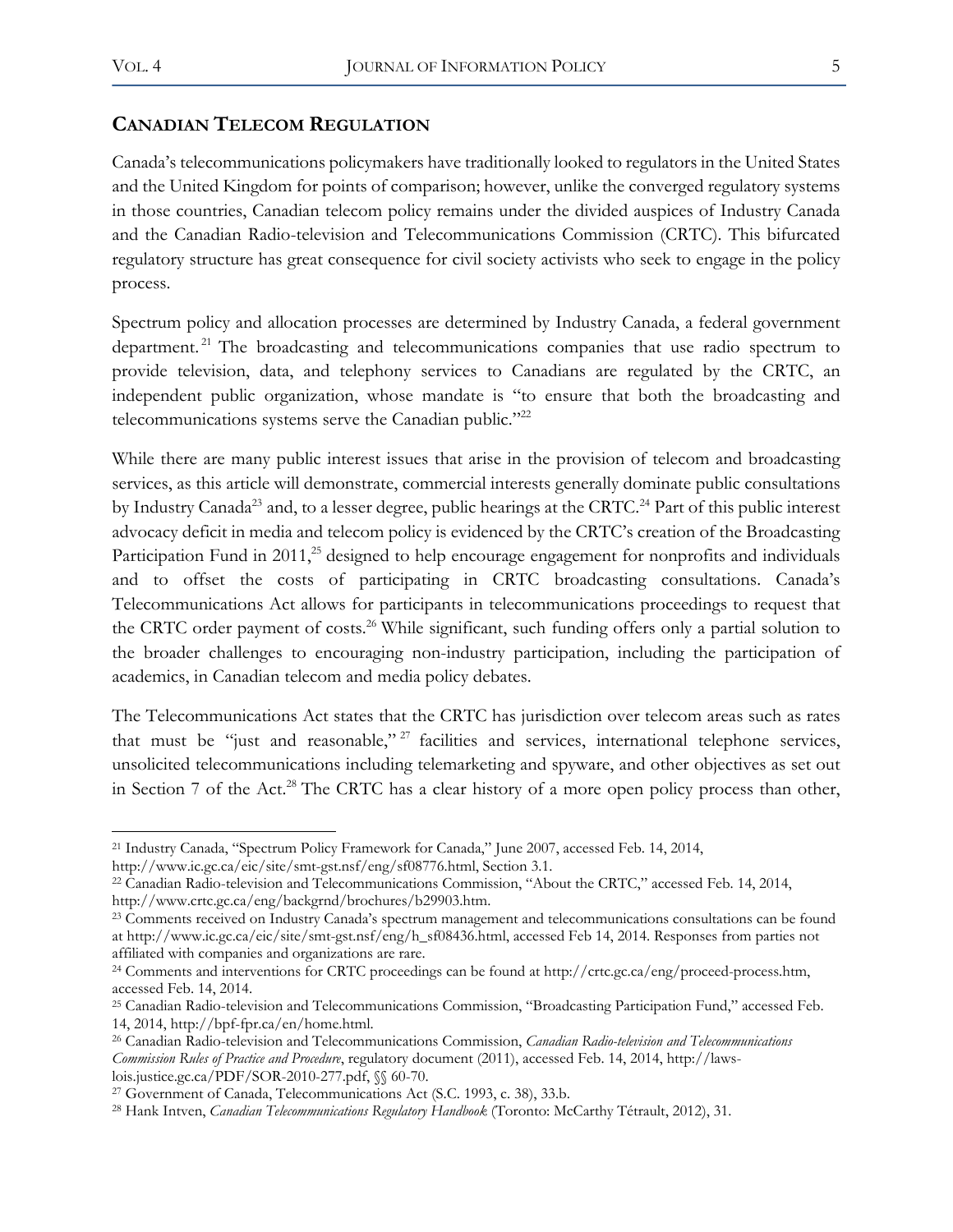## CANADIAN TELECOM REGULATION

Canada's telecommunications policymakers have traditionally looked to regulators in the United States and the United Kingdom for points of comparison; however, unlike the converged regulatory systems in those countries, Canadian telecom policy remains under the divided auspices of Industry Canada and the Canadian Radio-television and Telecommunications Commission (CRTC). This bifurcated regulatory structure has great consequence for civil society activists who seek to engage in the policy process.

Spectrum policy and allocation processes are determined by Industry Canada, a federal government department.[21] The broadcasting and telecommunications companies that use radio spectrum to provide television, data, and telephony services to Canadians are regulated by the CRTC, an independent public organization, whose mandate is "to ensure that both the broadcasting and telecommunications systems serve the Canadian public."[22]

While there are many public interest issues that arise in the provision of telecom and broadcasting services, as this article will demonstrate, commercial interests generally dominate public consultations by Industry Canada[23] and, to a lesser degree, public hearings at the CRTC.[24] Part of this public interest advocacy deficit in media and telecom policy is evidenced by the CRTC's creation of the Broadcasting Participation Fund in 2011,[25] designed to help encourage engagement for nonprofits and individuals and to offset the costs of participating in CRTC broadcasting consultations. Canada's Telecommunications Act allows for participants in telecommunications proceedings to request that the CRTC order payment of costs.[26] While significant, such funding offers only a partial solution to the broader challenges to encouraging non-industry participation, including the participation of academics, in Canadian telecom and media policy debates.

The Telecommunications Act states that the CRTC has jurisdiction over telecom areas such as rates that must be "just and reasonable,"[27] facilities and services, international telephone services, unsolicited telecommunications including telemarketing and spyware, and other objectives as set out in Section 7 of the Act.[28] The CRTC has a clear history of a more open policy process than other,

---

[21] Industry Canada, "Spectrum Policy Framework for Canada," June 2007, accessed Feb. 14, 2014, http://www.ic.gc.ca/eic/site/smt-gst.nsf/eng/sf08776.html, Section 3.1.

[22] Canadian Radio-television and Telecommunications Commission, "About the CRTC," accessed Feb. 14, 2014, http://www.crtc.gc.ca/eng/backgrnd/brochures/b29903.htm.

[23] Comments received on Industry Canada's spectrum management and telecommunications consultations can be found at http://www.ic.gc.ca/eic/site/smt-gst.nsf/eng/h_sf08436.html, accessed Feb 14, 2014. Responses from parties not affiliated with companies and organizations are rare.

[24] Comments and interventions for CRTC proceedings can be found at http://crtc.gc.ca/eng/proceed-process.htm, accessed Feb. 14, 2014.

[25] Canadian Radio-television and Telecommunications Commission, "Broadcasting Participation Fund," accessed Feb. 14, 2014, http://bpf-fpr.ca/en/home.html.

[26] Canadian Radio-television and Telecommunications Commission, *Canadian Radio-television and Telecommunications Commission Rules of Practice and Procedure*, regulatory document (2011), accessed Feb. 14, 2014, http://laws-lois.justice.gc.ca/PDF/SOR-2010-277.pdf, §§ 60-70.

[27] Government of Canada, Telecommunications Act (S.C. 1993, c. 38), 33.b.

[28] Hank Intven, *Canadian Telecommunications Regulatory Handbook* (Toronto: McCarthy Tétrault, 2012), 31.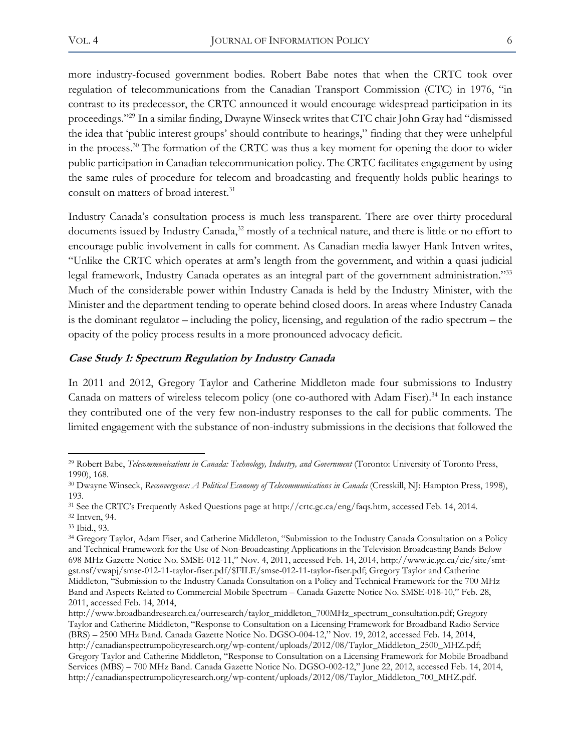more industry-focused government bodies. Robert Babe notes that when the CRTC took over regulation of telecommunications from the Canadian Transport Commission (CTC) in 1976, "in contrast to its predecessor, the CRTC announced it would encourage widespread participation in its proceedings."[29] In a similar finding, Dwayne Winseck writes that CTC chair John Gray had "dismissed the idea that 'public interest groups' should contribute to hearings," finding that they were unhelpful in the process.[30] The formation of the CRTC was thus a key moment for opening the door to wider public participation in Canadian telecommunication policy. The CRTC facilitates engagement by using the same rules of procedure for telecom and broadcasting and frequently holds public hearings to consult on matters of broad interest.[31]

Industry Canada's consultation process is much less transparent. There are over thirty procedural documents issued by Industry Canada,[32] mostly of a technical nature, and there is little or no effort to encourage public involvement in calls for comment. As Canadian media lawyer Hank Intven writes, "Unlike the CRTC which operates at arm's length from the government, and within a quasi judicial legal framework, Industry Canada operates as an integral part of the government administration."[33] Much of the considerable power within Industry Canada is held by the Industry Minister, with the Minister and the department tending to operate behind closed doors. In areas where Industry Canada is the dominant regulator – including the policy, licensing, and regulation of the radio spectrum – the opacity of the policy process results in a more pronounced advocacy deficit.

### ***Case Study 1: Spectrum Regulation by Industry Canada***

In 2011 and 2012, Gregory Taylor and Catherine Middleton made four submissions to Industry Canada on matters of wireless telecom policy (one co-authored with Adam Fiser).[34] In each instance they contributed one of the very few non-industry responses to the call for public comments. The limited engagement with the substance of non-industry submissions in the decisions that followed the

---

[29] Robert Babe, *Telecommunications in Canada: Technology, Industry, and Government* (Toronto: University of Toronto Press, 1990), 168.

[30] Dwayne Winseck, *Reconvergence: A Political Economy of Telecommunications in Canada* (Cresskill, NJ: Hampton Press, 1998), 193.

[31] See the CRTC's Frequently Asked Questions page at http://crtc.gc.ca/eng/faqs.htm, accessed Feb. 14, 2014.

[32] Intven, 94.

[33] Ibid., 93.

[34] Gregory Taylor, Adam Fiser, and Catherine Middleton, "Submission to the Industry Canada Consultation on a Policy and Technical Framework for the Use of Non-Broadcasting Applications in the Television Broadcasting Bands Below 698 MHz Gazette Notice No. SMSE-012-11," Nov. 4, 2011, accessed Feb. 14, 2014, http://www.ic.gc.ca/eic/site/smt-gst.nsf/vwapj/smse-012-11-taylor-fiser.pdf/$FILE/smse-012-11-taylor-fiser.pdf; Gregory Taylor and Catherine Middleton, "Submission to the Industry Canada Consultation on a Policy and Technical Framework for the 700 MHz Band and Aspects Related to Commercial Mobile Spectrum – Canada Gazette Notice No. SMSE-018-10," Feb. 28, 2011, accessed Feb. 14, 2014, http://www.broadbandresearch.ca/ourresearch/taylor_middleton_700MHz_spectrum_consultation.pdf; Gregory Taylor and Catherine Middleton, "Response to Consultation on a Licensing Framework for Broadband Radio Service (BRS) – 2500 MHz Band. Canada Gazette Notice No. DGSO-004-12," Nov. 19, 2012, accessed Feb. 14, 2014, http://canadianspectrumpolicyresearch.org/wp-content/uploads/2012/08/Taylor_Middleton_2500_MHZ.pdf; Gregory Taylor and Catherine Middleton, "Response to Consultation on a Licensing Framework for Mobile Broadband Services (MBS) – 700 MHz Band. Canada Gazette Notice No. DGSO-002-12," June 22, 2012, accessed Feb. 14, 2014, http://canadianspectrumpolicyresearch.org/wp-content/uploads/2012/08/Taylor_Middleton_700_MHZ.pdf.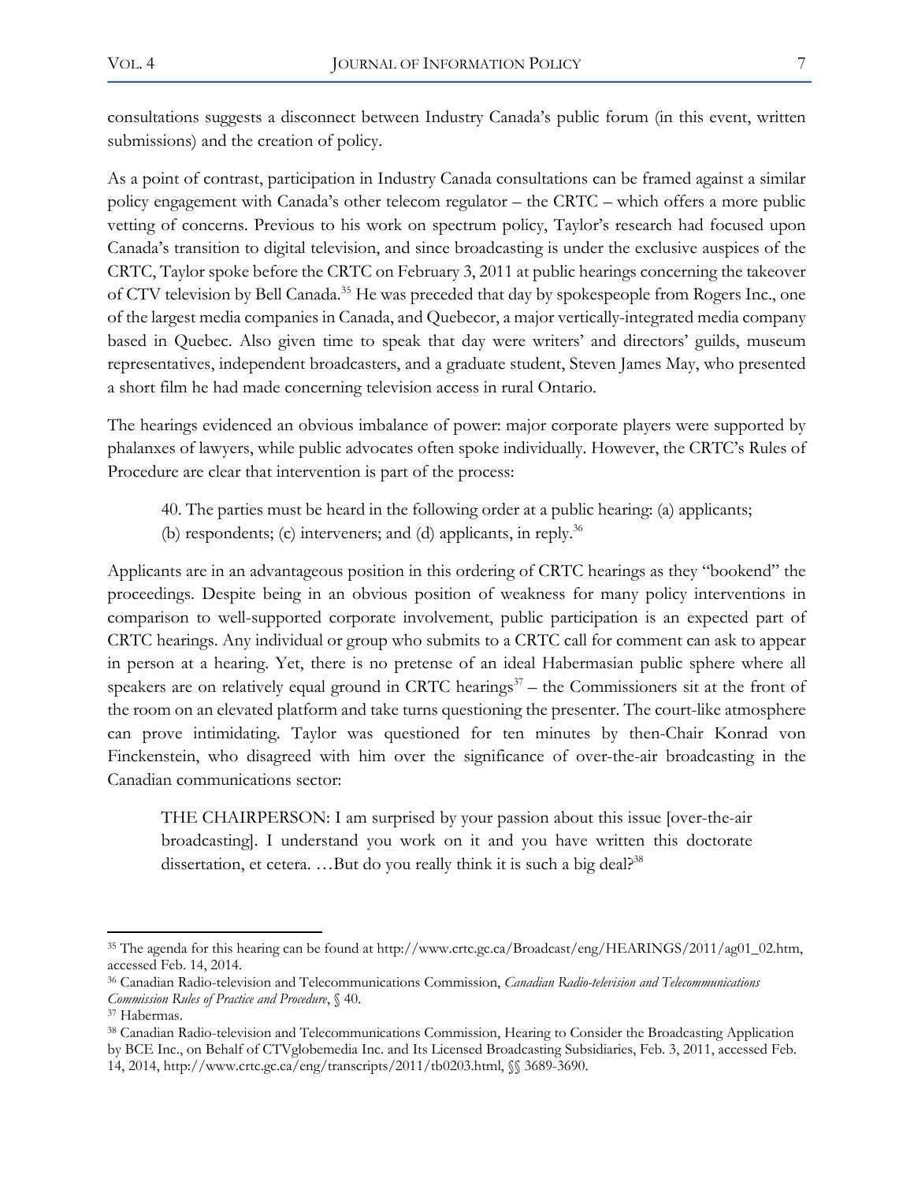consultations suggests a disconnect between Industry Canada's public forum (in this event, written submissions) and the creation of policy.

As a point of contrast, participation in Industry Canada consultations can be framed against a similar policy engagement with Canada's other telecom regulator – the CRTC – which offers a more public vetting of concerns. Previous to his work on spectrum policy, Taylor's research had focused upon Canada's transition to digital television, and since broadcasting is under the exclusive auspices of the CRTC, Taylor spoke before the CRTC on February 3, 2011 at public hearings concerning the takeover of CTV television by Bell Canada.[35] He was preceded that day by spokespeople from Rogers Inc., one of the largest media companies in Canada, and Quebecor, a major vertically-integrated media company based in Quebec. Also given time to speak that day were writers' and directors' guilds, museum representatives, independent broadcasters, and a graduate student, Steven James May, who presented a short film he had made concerning television access in rural Ontario.

The hearings evidenced an obvious imbalance of power: major corporate players were supported by phalanxes of lawyers, while public advocates often spoke individually. However, the CRTC's Rules of Procedure are clear that intervention is part of the process:

> 40. The parties must be heard in the following order at a public hearing: (a) applicants; (b) respondents; (c) interveners; and (d) applicants, in reply.[36]

Applicants are in an advantageous position in this ordering of CRTC hearings as they "bookend" the proceedings. Despite being in an obvious position of weakness for many policy interventions in comparison to well-supported corporate involvement, public participation is an expected part of CRTC hearings. Any individual or group who submits to a CRTC call for comment can ask to appear in person at a hearing. Yet, there is no pretense of an ideal Habermasian public sphere where all speakers are on relatively equal ground in CRTC hearings[37] – the Commissioners sit at the front of the room on an elevated platform and take turns questioning the presenter. The court-like atmosphere can prove intimidating. Taylor was questioned for ten minutes by then-Chair Konrad von Finckenstein, who disagreed with him over the significance of over-the-air broadcasting in the Canadian communications sector:

> THE CHAIRPERSON: I am surprised by your passion about this issue [over-the-air broadcasting]. I understand you work on it and you have written this doctorate dissertation, et cetera. …But do you really think it is such a big deal?[38]

---

[35] The agenda for this hearing can be found at http://www.crtc.gc.ca/Broadcast/eng/HEARINGS/2011/ag01_02.htm, accessed Feb. 14, 2014.

[36] Canadian Radio-television and Telecommunications Commission, *Canadian Radio-television and Telecommunications Commission Rules of Practice and Procedure*, § 40.

[37] Habermas.

[38] Canadian Radio-television and Telecommunications Commission, Hearing to Consider the Broadcasting Application by BCE Inc., on Behalf of CTVglobemedia Inc. and Its Licensed Broadcasting Subsidiaries, Feb. 3, 2011, accessed Feb. 14, 2014, http://www.crtc.gc.ca/eng/transcripts/2011/tb0203.html, §§ 3689-3690.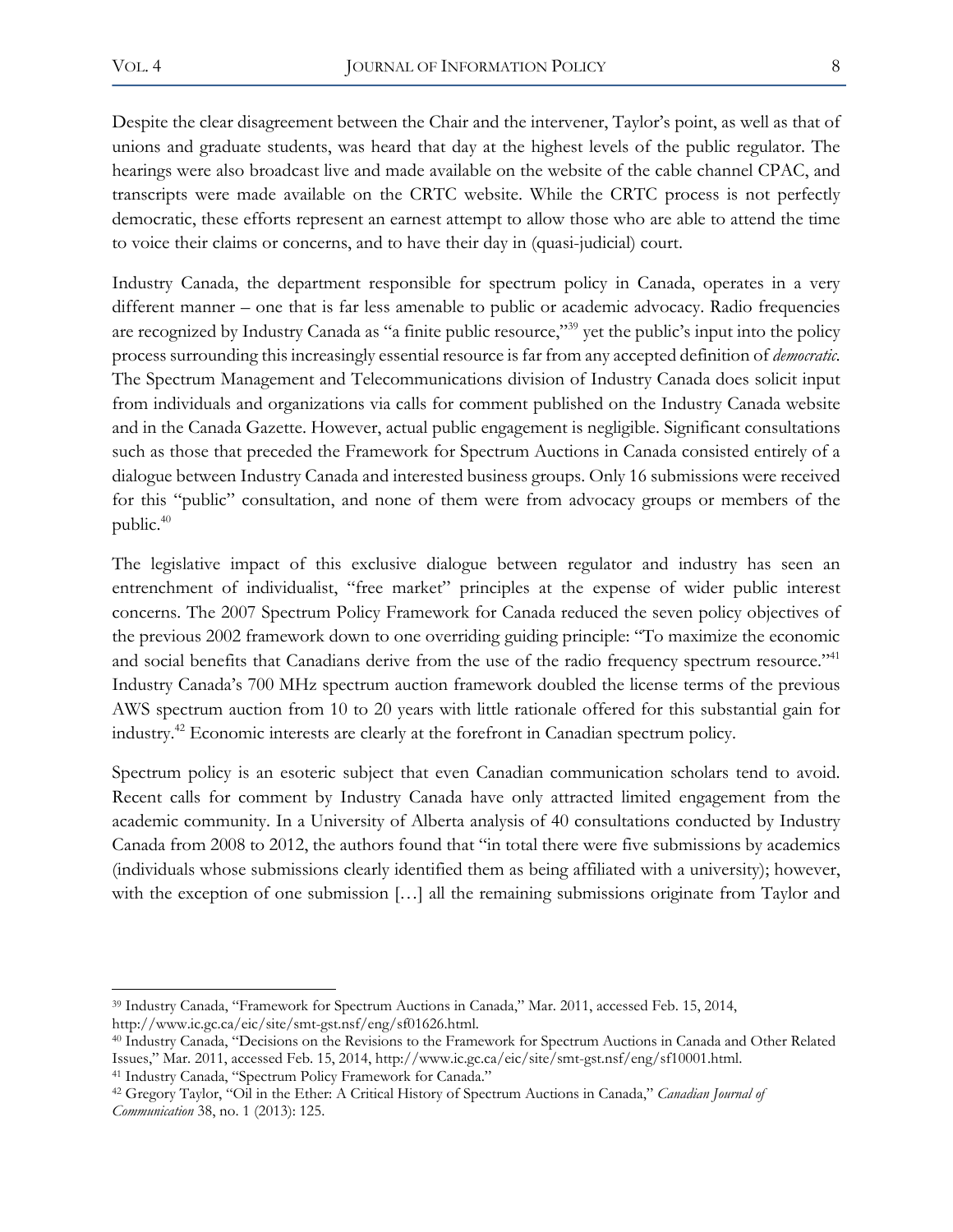Despite the clear disagreement between the Chair and the intervener, Taylor's point, as well as that of unions and graduate students, was heard that day at the highest levels of the public regulator. The hearings were also broadcast live and made available on the website of the cable channel CPAC, and transcripts were made available on the CRTC website. While the CRTC process is not perfectly democratic, these efforts represent an earnest attempt to allow those who are able to attend the time to voice their claims or concerns, and to have their day in (quasi-judicial) court.

Industry Canada, the department responsible for spectrum policy in Canada, operates in a very different manner – one that is far less amenable to public or academic advocacy. Radio frequencies are recognized by Industry Canada as "a finite public resource,"[39] yet the public's input into the policy process surrounding this increasingly essential resource is far from any accepted definition of *democratic*. The Spectrum Management and Telecommunications division of Industry Canada does solicit input from individuals and organizations via calls for comment published on the Industry Canada website and in the Canada Gazette. However, actual public engagement is negligible. Significant consultations such as those that preceded the Framework for Spectrum Auctions in Canada consisted entirely of a dialogue between Industry Canada and interested business groups. Only 16 submissions were received for this "public" consultation, and none of them were from advocacy groups or members of the public.[40]

The legislative impact of this exclusive dialogue between regulator and industry has seen an entrenchment of individualist, "free market" principles at the expense of wider public interest concerns. The 2007 Spectrum Policy Framework for Canada reduced the seven policy objectives of the previous 2002 framework down to one overriding guiding principle: "To maximize the economic and social benefits that Canadians derive from the use of the radio frequency spectrum resource."[41] Industry Canada's 700 MHz spectrum auction framework doubled the license terms of the previous AWS spectrum auction from 10 to 20 years with little rationale offered for this substantial gain for industry.[42] Economic interests are clearly at the forefront in Canadian spectrum policy.

Spectrum policy is an esoteric subject that even Canadian communication scholars tend to avoid. Recent calls for comment by Industry Canada have only attracted limited engagement from the academic community. In a University of Alberta analysis of 40 consultations conducted by Industry Canada from 2008 to 2012, the authors found that "in total there were five submissions by academics (individuals whose submissions clearly identified them as being affiliated with a university); however, with the exception of one submission […] all the remaining submissions originate from Taylor and

---

[39] Industry Canada, "Framework for Spectrum Auctions in Canada," Mar. 2011, accessed Feb. 15, 2014, http://www.ic.gc.ca/eic/site/smt-gst.nsf/eng/sf01626.html.

[40] Industry Canada, "Decisions on the Revisions to the Framework for Spectrum Auctions in Canada and Other Related Issues," Mar. 2011, accessed Feb. 15, 2014, http://www.ic.gc.ca/eic/site/smt-gst.nsf/eng/sf10001.html.

[41] Industry Canada, "Spectrum Policy Framework for Canada."

[42] Gregory Taylor, "Oil in the Ether: A Critical History of Spectrum Auctions in Canada," *Canadian Journal of Communication* 38, no. 1 (2013): 125.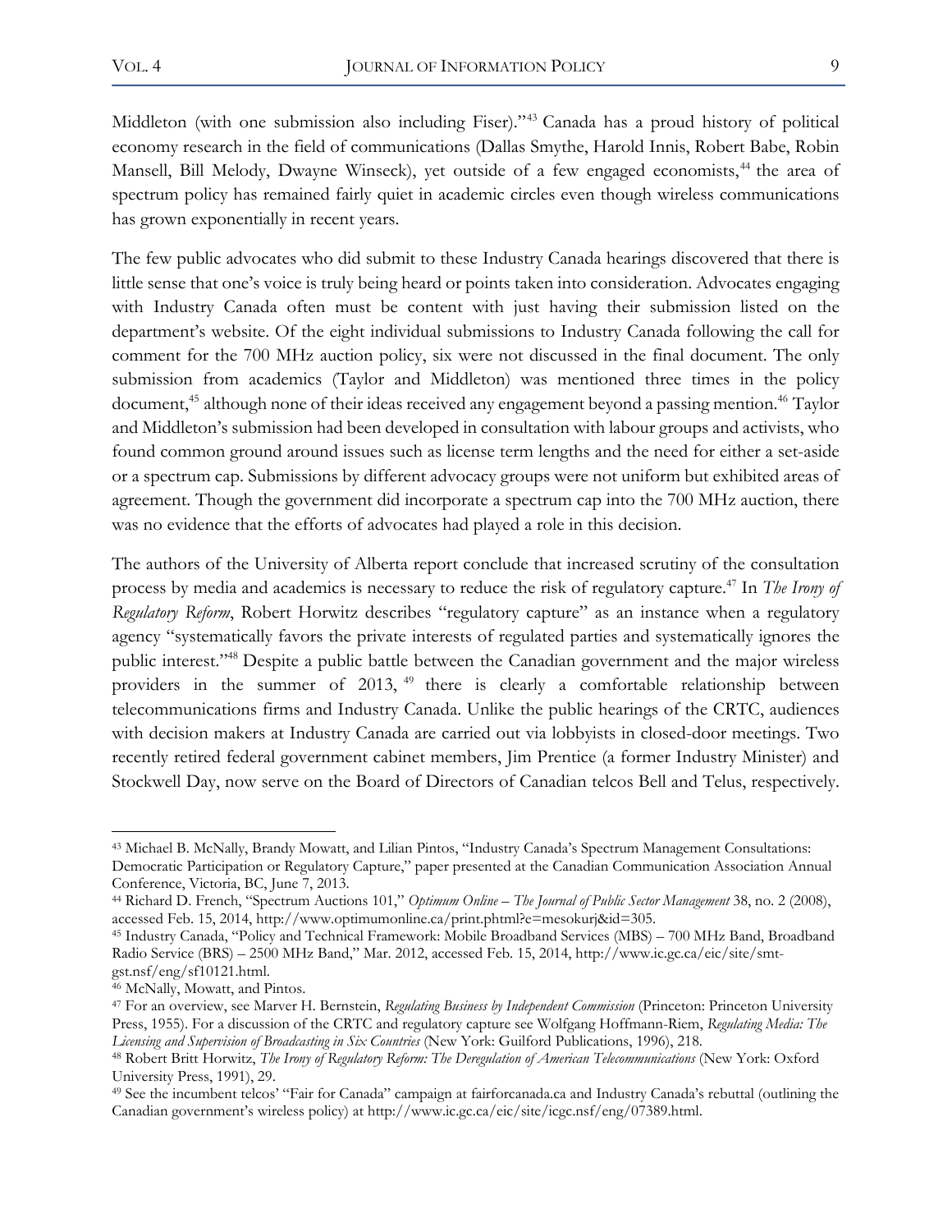Middleton (with one submission also including Fiser)."[43] Canada has a proud history of political economy research in the field of communications (Dallas Smythe, Harold Innis, Robert Babe, Robin Mansell, Bill Melody, Dwayne Winseck), yet outside of a few engaged economists,[44] the area of spectrum policy has remained fairly quiet in academic circles even though wireless communications has grown exponentially in recent years.

The few public advocates who did submit to these Industry Canada hearings discovered that there is little sense that one's voice is truly being heard or points taken into consideration. Advocates engaging with Industry Canada often must be content with just having their submission listed on the department's website. Of the eight individual submissions to Industry Canada following the call for comment for the 700 MHz auction policy, six were not discussed in the final document. The only submission from academics (Taylor and Middleton) was mentioned three times in the policy document,[45] although none of their ideas received any engagement beyond a passing mention.[46] Taylor and Middleton's submission had been developed in consultation with labour groups and activists, who found common ground around issues such as license term lengths and the need for either a set-aside or a spectrum cap. Submissions by different advocacy groups were not uniform but exhibited areas of agreement. Though the government did incorporate a spectrum cap into the 700 MHz auction, there was no evidence that the efforts of advocates had played a role in this decision.

The authors of the University of Alberta report conclude that increased scrutiny of the consultation process by media and academics is necessary to reduce the risk of regulatory capture.[47] In *The Irony of Regulatory Reform*, Robert Horwitz describes "regulatory capture" as an instance when a regulatory agency "systematically favors the private interests of regulated parties and systematically ignores the public interest."[48] Despite a public battle between the Canadian government and the major wireless providers in the summer of 2013,[49] there is clearly a comfortable relationship between telecommunications firms and Industry Canada. Unlike the public hearings of the CRTC, audiences with decision makers at Industry Canada are carried out via lobbyists in closed-door meetings. Two recently retired federal government cabinet members, Jim Prentice (a former Industry Minister) and Stockwell Day, now serve on the Board of Directors of Canadian telcos Bell and Telus, respectively.

---

[43] Michael B. McNally, Brandy Mowatt, and Lilian Pintos, "Industry Canada's Spectrum Management Consultations: Democratic Participation or Regulatory Capture," paper presented at the Canadian Communication Association Annual Conference, Victoria, BC, June 7, 2013.

[44] Richard D. French, "Spectrum Auctions 101," *Optimum Online – The Journal of Public Sector Management* 38, no. 2 (2008), accessed Feb. 15, 2014, http://www.optimumonline.ca/print.phtml?e=mesokurj&id=305.

[45] Industry Canada, "Policy and Technical Framework: Mobile Broadband Services (MBS) – 700 MHz Band, Broadband Radio Service (BRS) – 2500 MHz Band," Mar. 2012, accessed Feb. 15, 2014, http://www.ic.gc.ca/eic/site/smt-gst.nsf/eng/sf10121.html.

[46] McNally, Mowatt, and Pintos.

[47] For an overview, see Marver H. Bernstein, *Regulating Business by Independent Commission* (Princeton: Princeton University Press, 1955). For a discussion of the CRTC and regulatory capture see Wolfgang Hoffmann-Riem, *Regulating Media: The Licensing and Supervision of Broadcasting in Six Countries* (New York: Guilford Publications, 1996), 218.

[48] Robert Britt Horwitz, *The Irony of Regulatory Reform: The Deregulation of American Telecommunications* (New York: Oxford University Press, 1991), 29.

[49] See the incumbent telcos' "Fair for Canada" campaign at fairforcanada.ca and Industry Canada's rebuttal (outlining the Canadian government's wireless policy) at http://www.ic.gc.ca/eic/site/icgc.nsf/eng/07389.html.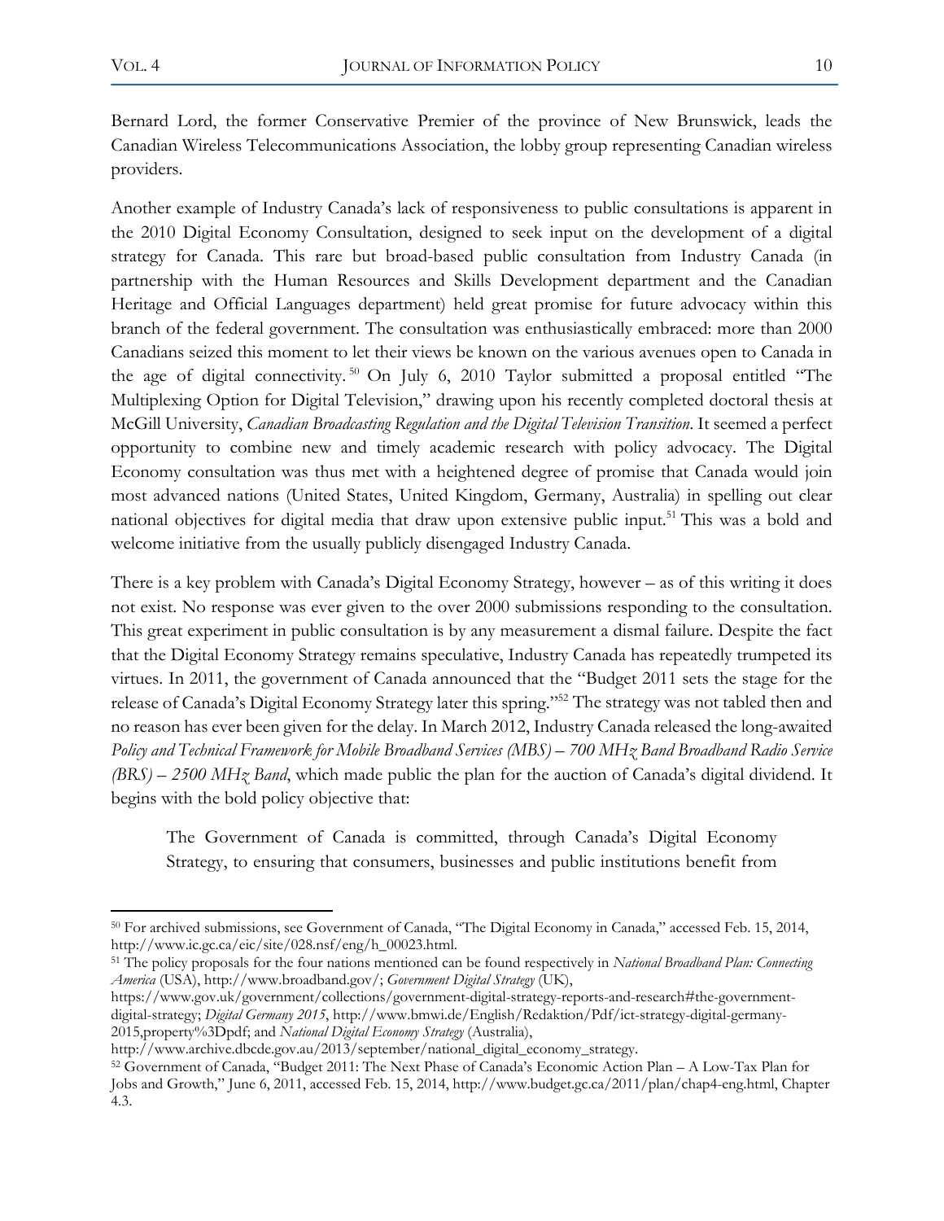Bernard Lord, the former Conservative Premier of the province of New Brunswick, leads the Canadian Wireless Telecommunications Association, the lobby group representing Canadian wireless providers.

Another example of Industry Canada's lack of responsiveness to public consultations is apparent in the 2010 Digital Economy Consultation, designed to seek input on the development of a digital strategy for Canada. This rare but broad-based public consultation from Industry Canada (in partnership with the Human Resources and Skills Development department and the Canadian Heritage and Official Languages department) held great promise for future advocacy within this branch of the federal government. The consultation was enthusiastically embraced: more than 2000 Canadians seized this moment to let their views be known on the various avenues open to Canada in the age of digital connectivity.[50] On July 6, 2010 Taylor submitted a proposal entitled "The Multiplexing Option for Digital Television," drawing upon his recently completed doctoral thesis at McGill University, *Canadian Broadcasting Regulation and the Digital Television Transition*. It seemed a perfect opportunity to combine new and timely academic research with policy advocacy. The Digital Economy consultation was thus met with a heightened degree of promise that Canada would join most advanced nations (United States, United Kingdom, Germany, Australia) in spelling out clear national objectives for digital media that draw upon extensive public input.[51] This was a bold and welcome initiative from the usually publicly disengaged Industry Canada.

There is a key problem with Canada's Digital Economy Strategy, however – as of this writing it does not exist. No response was ever given to the over 2000 submissions responding to the consultation. This great experiment in public consultation is by any measurement a dismal failure. Despite the fact that the Digital Economy Strategy remains speculative, Industry Canada has repeatedly trumpeted its virtues. In 2011, the government of Canada announced that the "Budget 2011 sets the stage for the release of Canada's Digital Economy Strategy later this spring."[52] The strategy was not tabled then and no reason has ever been given for the delay. In March 2012, Industry Canada released the long-awaited *Policy and Technical Framework for Mobile Broadband Services (MBS) – 700 MHz Band Broadband Radio Service (BRS) – 2500 MHz Band*, which made public the plan for the auction of Canada's digital dividend. It begins with the bold policy objective that:

> The Government of Canada is committed, through Canada's Digital Economy Strategy, to ensuring that consumers, businesses and public institutions benefit from

---

[50] For archived submissions, see Government of Canada, "The Digital Economy in Canada," accessed Feb. 15, 2014, http://www.ic.gc.ca/eic/site/028.nsf/eng/h_00023.html.

[51] The policy proposals for the four nations mentioned can be found respectively in *National Broadband Plan: Connecting America* (USA), http://www.broadband.gov/; *Government Digital Strategy* (UK), https://www.gov.uk/government/collections/government-digital-strategy-reports-and-research#the-government-digital-strategy; *Digital Germany 2015*, http://www.bmwi.de/English/Redaktion/Pdf/ict-strategy-digital-germany-2015,property%3Dpdf; and *National Digital Economy Strategy* (Australia), http://www.archive.dbcde.gov.au/2013/september/national_digital_economy_strategy.

[52] Government of Canada, "Budget 2011: The Next Phase of Canada's Economic Action Plan – A Low-Tax Plan for Jobs and Growth," June 6, 2011, accessed Feb. 15, 2014, http://www.budget.gc.ca/2011/plan/chap4-eng.html, Chapter 4.3.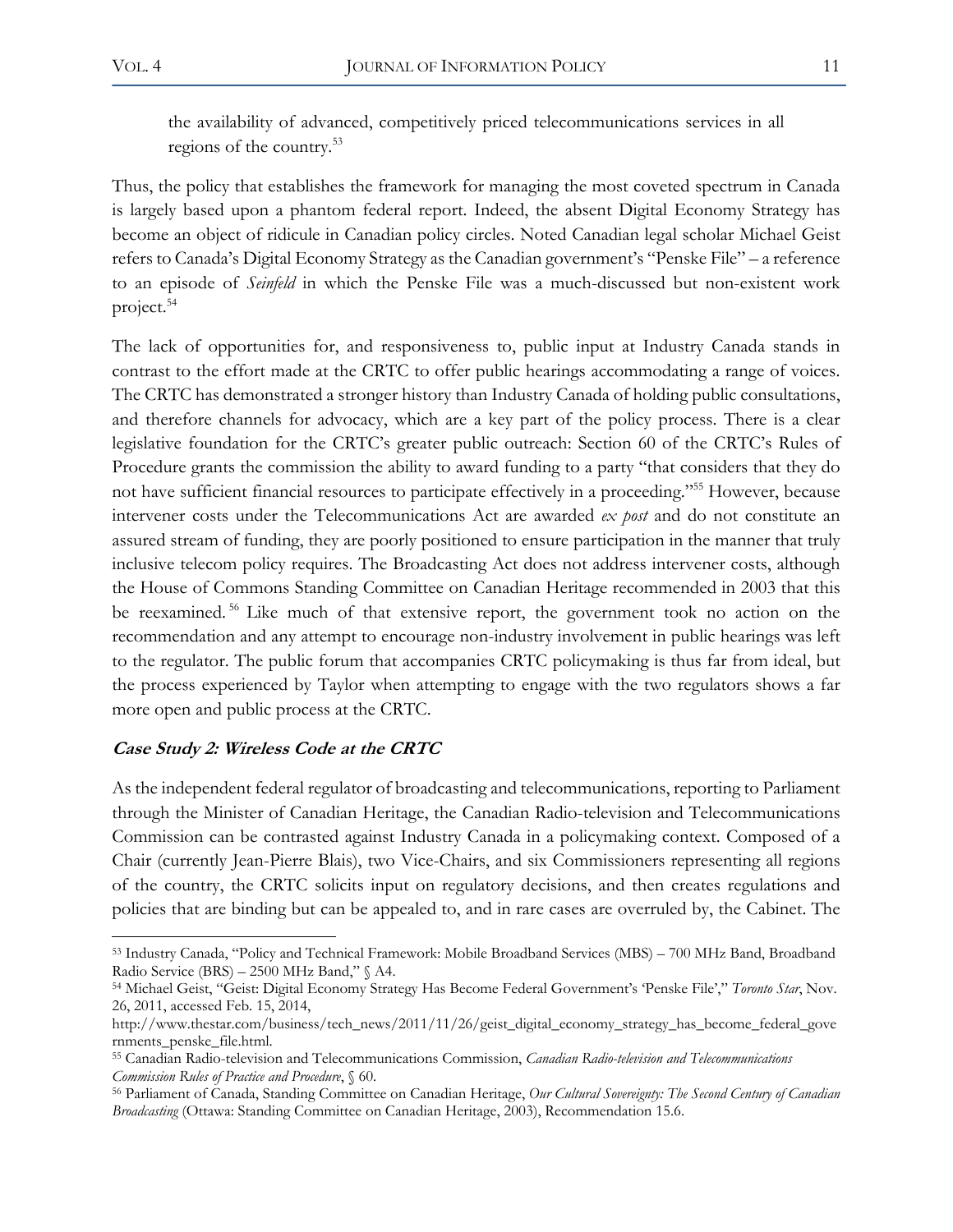the availability of advanced, competitively priced telecommunications services in all regions of the country.[53]

Thus, the policy that establishes the framework for managing the most coveted spectrum in Canada is largely based upon a phantom federal report. Indeed, the absent Digital Economy Strategy has become an object of ridicule in Canadian policy circles. Noted Canadian legal scholar Michael Geist refers to Canada's Digital Economy Strategy as the Canadian government's "Penske File" – a reference to an episode of *Seinfeld* in which the Penske File was a much-discussed but non-existent work project.[54]

The lack of opportunities for, and responsiveness to, public input at Industry Canada stands in contrast to the effort made at the CRTC to offer public hearings accommodating a range of voices. The CRTC has demonstrated a stronger history than Industry Canada of holding public consultations, and therefore channels for advocacy, which are a key part of the policy process. There is a clear legislative foundation for the CRTC's greater public outreach: Section 60 of the CRTC's Rules of Procedure grants the commission the ability to award funding to a party "that considers that they do not have sufficient financial resources to participate effectively in a proceeding."[55] However, because intervener costs under the Telecommunications Act are awarded *ex post* and do not constitute an assured stream of funding, they are poorly positioned to ensure participation in the manner that truly inclusive telecom policy requires. The Broadcasting Act does not address intervener costs, although the House of Commons Standing Committee on Canadian Heritage recommended in 2003 that this be reexamined.[56] Like much of that extensive report, the government took no action on the recommendation and any attempt to encourage non-industry involvement in public hearings was left to the regulator. The public forum that accompanies CRTC policymaking is thus far from ideal, but the process experienced by Taylor when attempting to engage with the two regulators shows a far more open and public process at the CRTC.

### *Case Study 2: Wireless Code at the CRTC*

As the independent federal regulator of broadcasting and telecommunications, reporting to Parliament through the Minister of Canadian Heritage, the Canadian Radio-television and Telecommunications Commission can be contrasted against Industry Canada in a policymaking context. Composed of a Chair (currently Jean-Pierre Blais), two Vice-Chairs, and six Commissioners representing all regions of the country, the CRTC solicits input on regulatory decisions, and then creates regulations and policies that are binding but can be appealed to, and in rare cases are overruled by, the Cabinet. The

---

[53] Industry Canada, "Policy and Technical Framework: Mobile Broadband Services (MBS) – 700 MHz Band, Broadband Radio Service (BRS) – 2500 MHz Band," § A4.

[54] Michael Geist, "Geist: Digital Economy Strategy Has Become Federal Government's 'Penske File'," *Toronto Star*, Nov. 26, 2011, accessed Feb. 15, 2014, http://www.thestar.com/business/tech_news/2011/11/26/geist_digital_economy_strategy_has_become_federal_governments_penske_file.html.

[55] Canadian Radio-television and Telecommunications Commission, *Canadian Radio-television and Telecommunications Commission Rules of Practice and Procedure*, § 60.

[56] Parliament of Canada, Standing Committee on Canadian Heritage, *Our Cultural Sovereignty: The Second Century of Canadian Broadcasting* (Ottawa: Standing Committee on Canadian Heritage, 2003), Recommendation 15.6.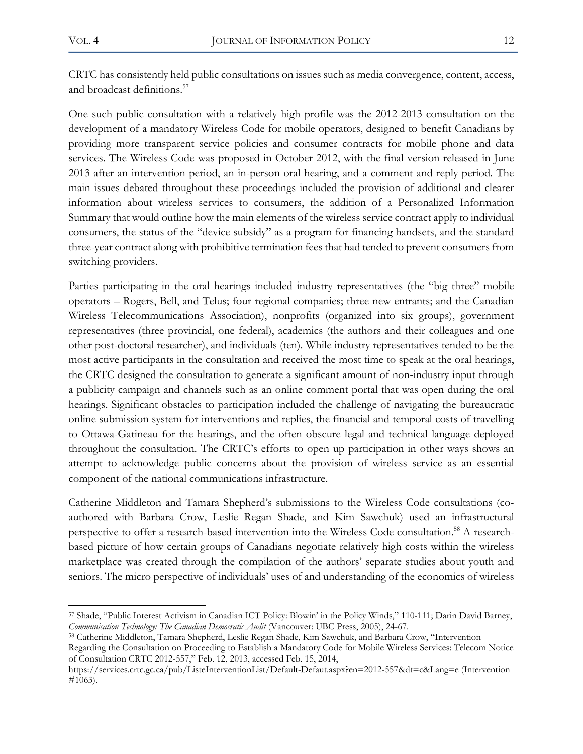CRTC has consistently held public consultations on issues such as media convergence, content, access, and broadcast definitions.[57]

One such public consultation with a relatively high profile was the 2012-2013 consultation on the development of a mandatory Wireless Code for mobile operators, designed to benefit Canadians by providing more transparent service policies and consumer contracts for mobile phone and data services. The Wireless Code was proposed in October 2012, with the final version released in June 2013 after an intervention period, an in-person oral hearing, and a comment and reply period. The main issues debated throughout these proceedings included the provision of additional and clearer information about wireless services to consumers, the addition of a Personalized Information Summary that would outline how the main elements of the wireless service contract apply to individual consumers, the status of the "device subsidy" as a program for financing handsets, and the standard three-year contract along with prohibitive termination fees that had tended to prevent consumers from switching providers.

Parties participating in the oral hearings included industry representatives (the "big three" mobile operators – Rogers, Bell, and Telus; four regional companies; three new entrants; and the Canadian Wireless Telecommunications Association), nonprofits (organized into six groups), government representatives (three provincial, one federal), academics (the authors and their colleagues and one other post-doctoral researcher), and individuals (ten). While industry representatives tended to be the most active participants in the consultation and received the most time to speak at the oral hearings, the CRTC designed the consultation to generate a significant amount of non-industry input through a publicity campaign and channels such as an online comment portal that was open during the oral hearings. Significant obstacles to participation included the challenge of navigating the bureaucratic online submission system for interventions and replies, the financial and temporal costs of travelling to Ottawa-Gatineau for the hearings, and the often obscure legal and technical language deployed throughout the consultation. The CRTC's efforts to open up participation in other ways shows an attempt to acknowledge public concerns about the provision of wireless service as an essential component of the national communications infrastructure.

Catherine Middleton and Tamara Shepherd's submissions to the Wireless Code consultations (co-authored with Barbara Crow, Leslie Regan Shade, and Kim Sawchuk) used an infrastructural perspective to offer a research-based intervention into the Wireless Code consultation.[58] A research-based picture of how certain groups of Canadians negotiate relatively high costs within the wireless marketplace was created through the compilation of the authors' separate studies about youth and seniors. The micro perspective of individuals' uses of and understanding of the economics of wireless

---

[57] Shade, "Public Interest Activism in Canadian ICT Policy: Blowin' in the Policy Winds," 110-111; Darin David Barney, *Communication Technology: The Canadian Democratic Audit* (Vancouver: UBC Press, 2005), 24-67.

[58] Catherine Middleton, Tamara Shepherd, Leslie Regan Shade, Kim Sawchuk, and Barbara Crow, "Intervention Regarding the Consultation on Proceeding to Establish a Mandatory Code for Mobile Wireless Services: Telecom Notice of Consultation CRTC 2012-557," Feb. 12, 2013, accessed Feb. 15, 2014, https://services.crtc.gc.ca/pub/ListeInterventionList/Default-Defaut.aspx?en=2012-557&dt=c&Lang=e (Intervention #1063).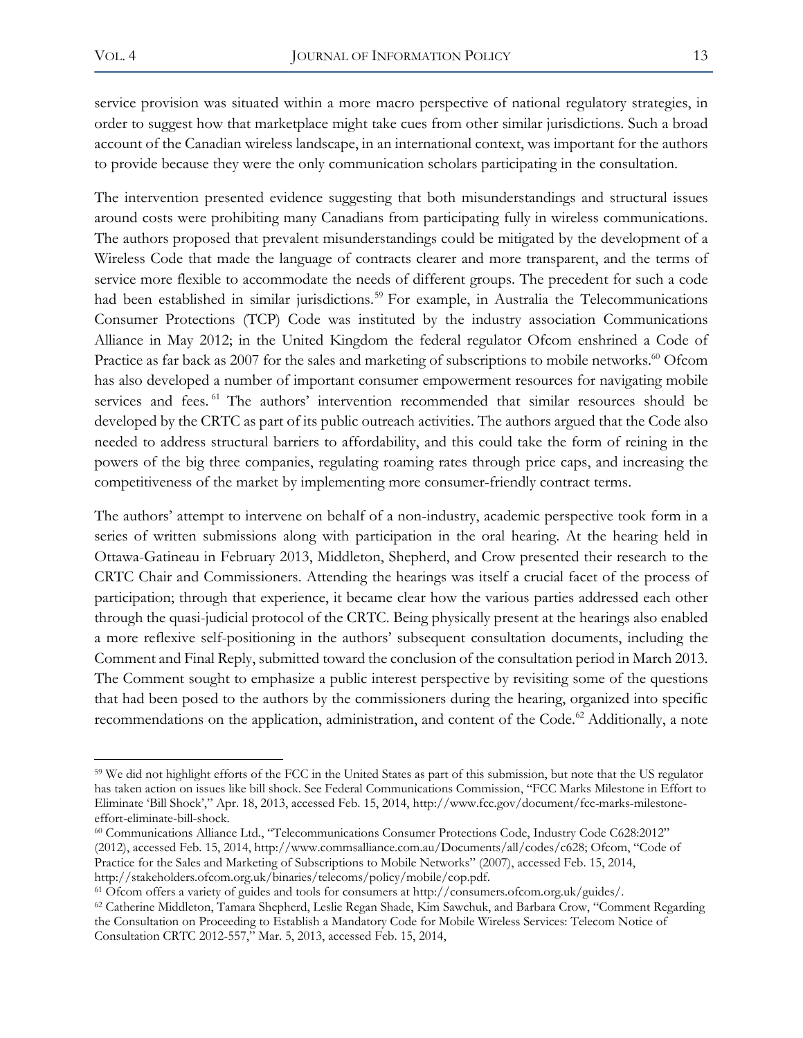service provision was situated within a more macro perspective of national regulatory strategies, in order to suggest how that marketplace might take cues from other similar jurisdictions. Such a broad account of the Canadian wireless landscape, in an international context, was important for the authors to provide because they were the only communication scholars participating in the consultation.

The intervention presented evidence suggesting that both misunderstandings and structural issues around costs were prohibiting many Canadians from participating fully in wireless communications. The authors proposed that prevalent misunderstandings could be mitigated by the development of a Wireless Code that made the language of contracts clearer and more transparent, and the terms of service more flexible to accommodate the needs of different groups. The precedent for such a code had been established in similar jurisdictions.[59] For example, in Australia the Telecommunications Consumer Protections (TCP) Code was instituted by the industry association Communications Alliance in May 2012; in the United Kingdom the federal regulator Ofcom enshrined a Code of Practice as far back as 2007 for the sales and marketing of subscriptions to mobile networks.[60] Ofcom has also developed a number of important consumer empowerment resources for navigating mobile services and fees.[61] The authors' intervention recommended that similar resources should be developed by the CRTC as part of its public outreach activities. The authors argued that the Code also needed to address structural barriers to affordability, and this could take the form of reining in the powers of the big three companies, regulating roaming rates through price caps, and increasing the competitiveness of the market by implementing more consumer-friendly contract terms.

The authors' attempt to intervene on behalf of a non-industry, academic perspective took form in a series of written submissions along with participation in the oral hearing. At the hearing held in Ottawa-Gatineau in February 2013, Middleton, Shepherd, and Crow presented their research to the CRTC Chair and Commissioners. Attending the hearings was itself a crucial facet of the process of participation; through that experience, it became clear how the various parties addressed each other through the quasi-judicial protocol of the CRTC. Being physically present at the hearings also enabled a more reflexive self-positioning in the authors' subsequent consultation documents, including the Comment and Final Reply, submitted toward the conclusion of the consultation period in March 2013. The Comment sought to emphasize a public interest perspective by revisiting some of the questions that had been posed to the authors by the commissioners during the hearing, organized into specific recommendations on the application, administration, and content of the Code.[62] Additionally, a note

---

[59] We did not highlight efforts of the FCC in the United States as part of this submission, but note that the US regulator has taken action on issues like bill shock. See Federal Communications Commission, "FCC Marks Milestone in Effort to Eliminate 'Bill Shock'," Apr. 18, 2013, accessed Feb. 15, 2014, http://www.fcc.gov/document/fcc-marks-milestone-effort-eliminate-bill-shock.

[60] Communications Alliance Ltd., "Telecommunications Consumer Protections Code, Industry Code C628:2012" (2012), accessed Feb. 15, 2014, http://www.commsalliance.com.au/Documents/all/codes/c628; Ofcom, "Code of Practice for the Sales and Marketing of Subscriptions to Mobile Networks" (2007), accessed Feb. 15, 2014, http://stakeholders.ofcom.org.uk/binaries/telecoms/policy/mobile/cop.pdf.

[61] Ofcom offers a variety of guides and tools for consumers at http://consumers.ofcom.org.uk/guides/.

[62] Catherine Middleton, Tamara Shepherd, Leslie Regan Shade, Kim Sawchuk, and Barbara Crow, "Comment Regarding the Consultation on Proceeding to Establish a Mandatory Code for Mobile Wireless Services: Telecom Notice of Consultation CRTC 2012-557," Mar. 5, 2013, accessed Feb. 15, 2014,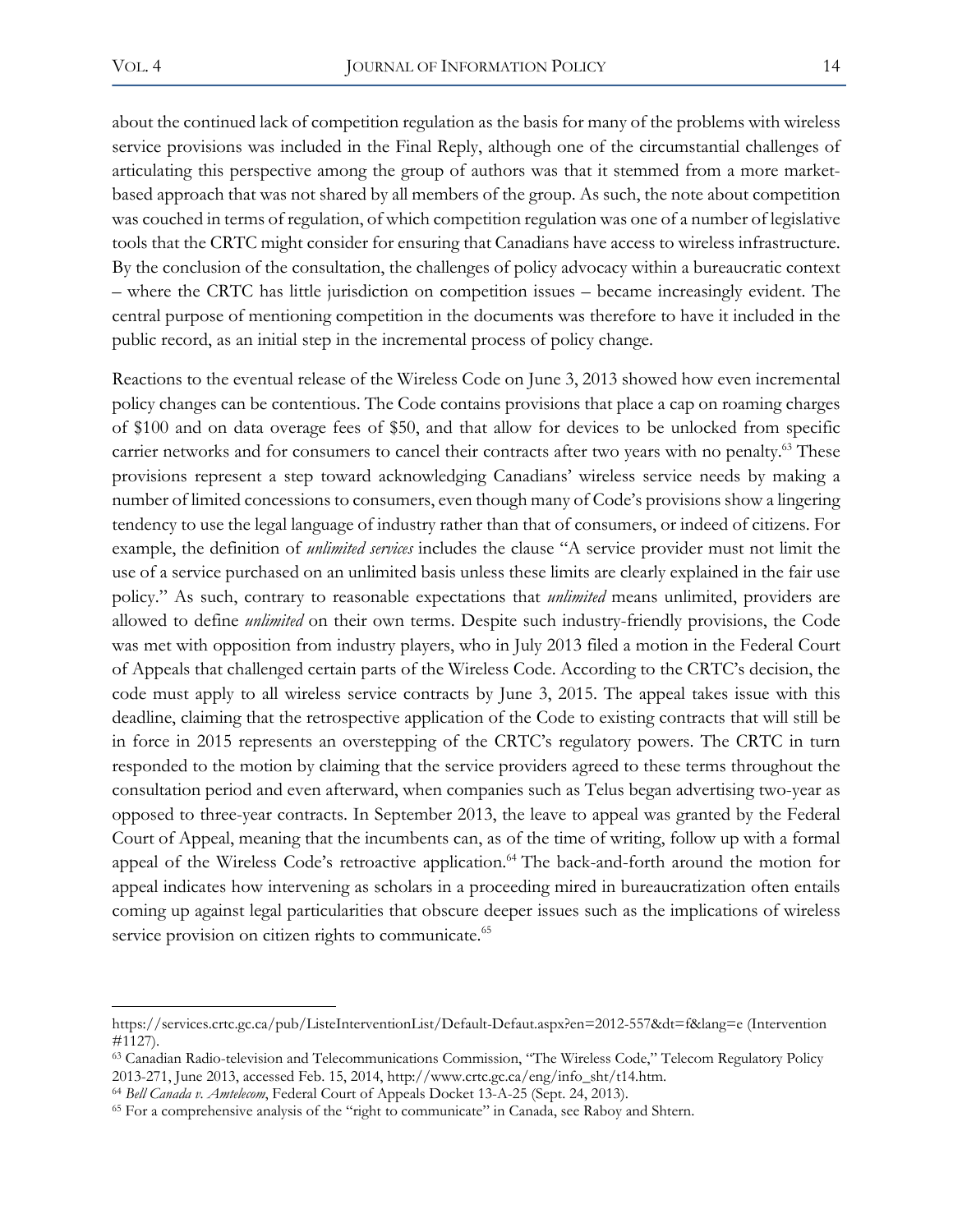about the continued lack of competition regulation as the basis for many of the problems with wireless service provisions was included in the Final Reply, although one of the circumstantial challenges of articulating this perspective among the group of authors was that it stemmed from a more market-based approach that was not shared by all members of the group. As such, the note about competition was couched in terms of regulation, of which competition regulation was one of a number of legislative tools that the CRTC might consider for ensuring that Canadians have access to wireless infrastructure. By the conclusion of the consultation, the challenges of policy advocacy within a bureaucratic context – where the CRTC has little jurisdiction on competition issues – became increasingly evident. The central purpose of mentioning competition in the documents was therefore to have it included in the public record, as an initial step in the incremental process of policy change.

Reactions to the eventual release of the Wireless Code on June 3, 2013 showed how even incremental policy changes can be contentious. The Code contains provisions that place a cap on roaming charges of $100 and on data overage fees of $50, and that allow for devices to be unlocked from specific carrier networks and for consumers to cancel their contracts after two years with no penalty.[63] These provisions represent a step toward acknowledging Canadians' wireless service needs by making a number of limited concessions to consumers, even though many of Code's provisions show a lingering tendency to use the legal language of industry rather than that of consumers, or indeed of citizens. For example, the definition of *unlimited services* includes the clause "A service provider must not limit the use of a service purchased on an unlimited basis unless these limits are clearly explained in the fair use policy." As such, contrary to reasonable expectations that *unlimited* means unlimited, providers are allowed to define *unlimited* on their own terms. Despite such industry-friendly provisions, the Code was met with opposition from industry players, who in July 2013 filed a motion in the Federal Court of Appeals that challenged certain parts of the Wireless Code. According to the CRTC's decision, the code must apply to all wireless service contracts by June 3, 2015. The appeal takes issue with this deadline, claiming that the retrospective application of the Code to existing contracts that will still be in force in 2015 represents an overstepping of the CRTC's regulatory powers. The CRTC in turn responded to the motion by claiming that the service providers agreed to these terms throughout the consultation period and even afterward, when companies such as Telus began advertising two-year as opposed to three-year contracts. In September 2013, the leave to appeal was granted by the Federal Court of Appeal, meaning that the incumbents can, as of the time of writing, follow up with a formal appeal of the Wireless Code's retroactive application.[64] The back-and-forth around the motion for appeal indicates how intervening as scholars in a proceeding mired in bureaucratization often entails coming up against legal particularities that obscure deeper issues such as the implications of wireless service provision on citizen rights to communicate.[65]

---

https://services.crtc.gc.ca/pub/ListeInterventionList/Default-Defaut.aspx?en=2012-557&dt=f&lang=e (Intervention #1127).

[63] Canadian Radio-television and Telecommunications Commission, "The Wireless Code," Telecom Regulatory Policy 2013-271, June 2013, accessed Feb. 15, 2014, http://www.crtc.gc.ca/eng/info_sht/t14.htm.

[64] *Bell Canada v. Amtelecom*, Federal Court of Appeals Docket 13-A-25 (Sept. 24, 2013).

[65] For a comprehensive analysis of the "right to communicate" in Canada, see Raboy and Shtern.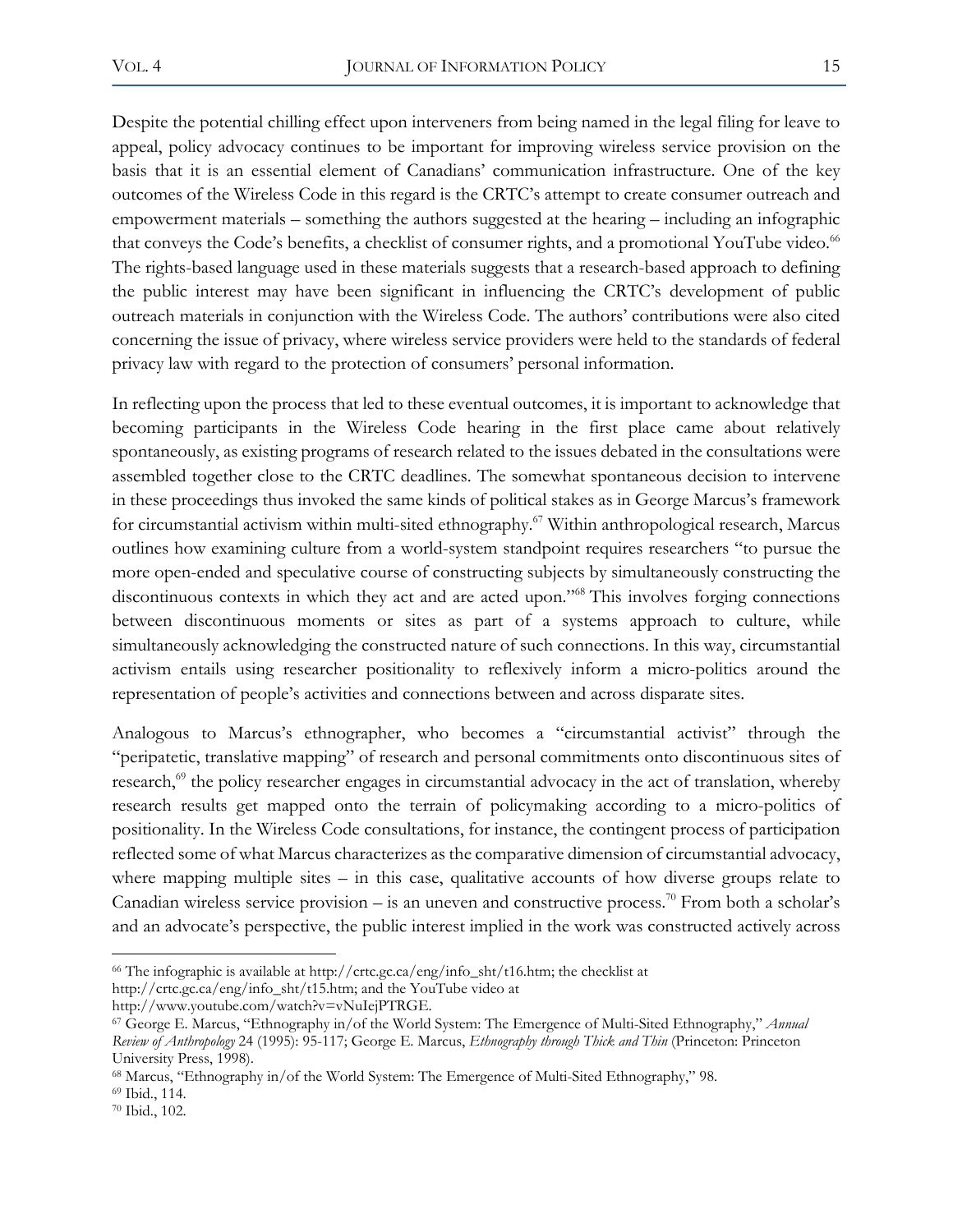Despite the potential chilling effect upon interveners from being named in the legal filing for leave to appeal, policy advocacy continues to be important for improving wireless service provision on the basis that it is an essential element of Canadians' communication infrastructure. One of the key outcomes of the Wireless Code in this regard is the CRTC's attempt to create consumer outreach and empowerment materials – something the authors suggested at the hearing – including an infographic that conveys the Code's benefits, a checklist of consumer rights, and a promotional YouTube video.[66] The rights-based language used in these materials suggests that a research-based approach to defining the public interest may have been significant in influencing the CRTC's development of public outreach materials in conjunction with the Wireless Code. The authors' contributions were also cited concerning the issue of privacy, where wireless service providers were held to the standards of federal privacy law with regard to the protection of consumers' personal information.

In reflecting upon the process that led to these eventual outcomes, it is important to acknowledge that becoming participants in the Wireless Code hearing in the first place came about relatively spontaneously, as existing programs of research related to the issues debated in the consultations were assembled together close to the CRTC deadlines. The somewhat spontaneous decision to intervene in these proceedings thus invoked the same kinds of political stakes as in George Marcus's framework for circumstantial activism within multi-sited ethnography.[67] Within anthropological research, Marcus outlines how examining culture from a world-system standpoint requires researchers "to pursue the more open-ended and speculative course of constructing subjects by simultaneously constructing the discontinuous contexts in which they act and are acted upon."[68] This involves forging connections between discontinuous moments or sites as part of a systems approach to culture, while simultaneously acknowledging the constructed nature of such connections. In this way, circumstantial activism entails using researcher positionality to reflexively inform a micro-politics around the representation of people's activities and connections between and across disparate sites.

Analogous to Marcus's ethnographer, who becomes a "circumstantial activist" through the "peripatetic, translative mapping" of research and personal commitments onto discontinuous sites of research,[69] the policy researcher engages in circumstantial advocacy in the act of translation, whereby research results get mapped onto the terrain of policymaking according to a micro-politics of positionality. In the Wireless Code consultations, for instance, the contingent process of participation reflected some of what Marcus characterizes as the comparative dimension of circumstantial advocacy, where mapping multiple sites – in this case, qualitative accounts of how diverse groups relate to Canadian wireless service provision – is an uneven and constructive process.[70] From both a scholar's and an advocate's perspective, the public interest implied in the work was constructed actively across

---

[66] The infographic is available at http://crtc.gc.ca/eng/info_sht/t16.htm; the checklist at http://crtc.gc.ca/eng/info_sht/t15.htm; and the YouTube video at http://www.youtube.com/watch?v=vNuIejPTRGE.

[67] George E. Marcus, "Ethnography in/of the World System: The Emergence of Multi-Sited Ethnography," *Annual Review of Anthropology* 24 (1995): 95-117; George E. Marcus, *Ethnography through Thick and Thin* (Princeton: Princeton University Press, 1998).

[68] Marcus, "Ethnography in/of the World System: The Emergence of Multi-Sited Ethnography," 98.

[69] Ibid., 114.

[70] Ibid., 102.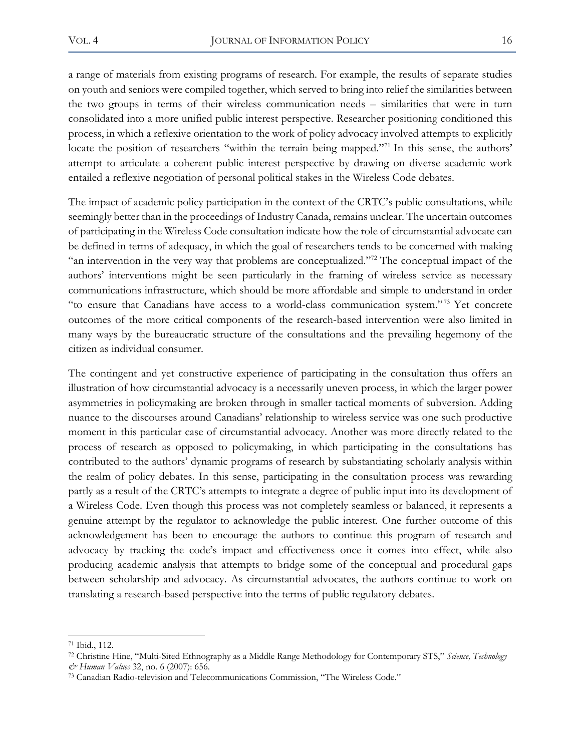a range of materials from existing programs of research. For example, the results of separate studies on youth and seniors were compiled together, which served to bring into relief the similarities between the two groups in terms of their wireless communication needs – similarities that were in turn consolidated into a more unified public interest perspective. Researcher positioning conditioned this process, in which a reflexive orientation to the work of policy advocacy involved attempts to explicitly locate the position of researchers "within the terrain being mapped."[71] In this sense, the authors' attempt to articulate a coherent public interest perspective by drawing on diverse academic work entailed a reflexive negotiation of personal political stakes in the Wireless Code debates.

The impact of academic policy participation in the context of the CRTC's public consultations, while seemingly better than in the proceedings of Industry Canada, remains unclear. The uncertain outcomes of participating in the Wireless Code consultation indicate how the role of circumstantial advocate can be defined in terms of adequacy, in which the goal of researchers tends to be concerned with making "an intervention in the very way that problems are conceptualized."[72] The conceptual impact of the authors' interventions might be seen particularly in the framing of wireless service as necessary communications infrastructure, which should be more affordable and simple to understand in order "to ensure that Canadians have access to a world-class communication system."[73] Yet concrete outcomes of the more critical components of the research-based intervention were also limited in many ways by the bureaucratic structure of the consultations and the prevailing hegemony of the citizen as individual consumer.

The contingent and yet constructive experience of participating in the consultation thus offers an illustration of how circumstantial advocacy is a necessarily uneven process, in which the larger power asymmetries in policymaking are broken through in smaller tactical moments of subversion. Adding nuance to the discourses around Canadians' relationship to wireless service was one such productive moment in this particular case of circumstantial advocacy. Another was more directly related to the process of research as opposed to policymaking, in which participating in the consultations has contributed to the authors' dynamic programs of research by substantiating scholarly analysis within the realm of policy debates. In this sense, participating in the consultation process was rewarding partly as a result of the CRTC's attempts to integrate a degree of public input into its development of a Wireless Code. Even though this process was not completely seamless or balanced, it represents a genuine attempt by the regulator to acknowledge the public interest. One further outcome of this acknowledgement has been to encourage the authors to continue this program of research and advocacy by tracking the code's impact and effectiveness once it comes into effect, while also producing academic analysis that attempts to bridge some of the conceptual and procedural gaps between scholarship and advocacy. As circumstantial advocates, the authors continue to work on translating a research-based perspective into the terms of public regulatory debates.

---

[71] Ibid., 112.

[72] Christine Hine, "Multi-Sited Ethnography as a Middle Range Methodology for Contemporary STS," *Science, Technology & Human Values* 32, no. 6 (2007): 656.

[73] Canadian Radio-television and Telecommunications Commission, "The Wireless Code."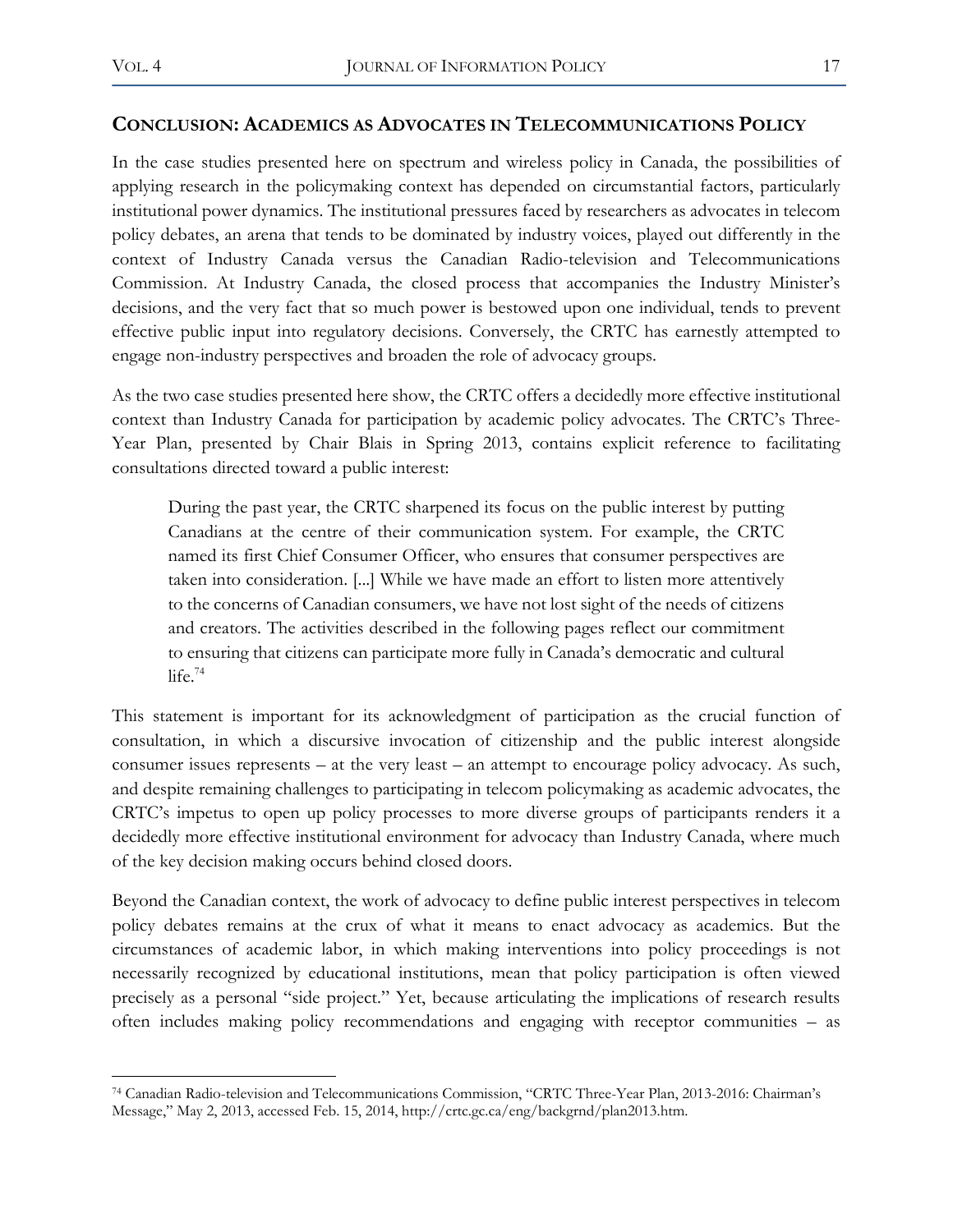## CONCLUSION: ACADEMICS AS ADVOCATES IN TELECOMMUNICATIONS POLICY

In the case studies presented here on spectrum and wireless policy in Canada, the possibilities of applying research in the policymaking context has depended on circumstantial factors, particularly institutional power dynamics. The institutional pressures faced by researchers as advocates in telecom policy debates, an arena that tends to be dominated by industry voices, played out differently in the context of Industry Canada versus the Canadian Radio-television and Telecommunications Commission. At Industry Canada, the closed process that accompanies the Industry Minister's decisions, and the very fact that so much power is bestowed upon one individual, tends to prevent effective public input into regulatory decisions. Conversely, the CRTC has earnestly attempted to engage non-industry perspectives and broaden the role of advocacy groups.

As the two case studies presented here show, the CRTC offers a decidedly more effective institutional context than Industry Canada for participation by academic policy advocates. The CRTC's Three-Year Plan, presented by Chair Blais in Spring 2013, contains explicit reference to facilitating consultations directed toward a public interest:

> During the past year, the CRTC sharpened its focus on the public interest by putting Canadians at the centre of their communication system. For example, the CRTC named its first Chief Consumer Officer, who ensures that consumer perspectives are taken into consideration. [...] While we have made an effort to listen more attentively to the concerns of Canadian consumers, we have not lost sight of the needs of citizens and creators. The activities described in the following pages reflect our commitment to ensuring that citizens can participate more fully in Canada's democratic and cultural life.[74]

This statement is important for its acknowledgment of participation as the crucial function of consultation, in which a discursive invocation of citizenship and the public interest alongside consumer issues represents – at the very least – an attempt to encourage policy advocacy. As such, and despite remaining challenges to participating in telecom policymaking as academic advocates, the CRTC's impetus to open up policy processes to more diverse groups of participants renders it a decidedly more effective institutional environment for advocacy than Industry Canada, where much of the key decision making occurs behind closed doors.

Beyond the Canadian context, the work of advocacy to define public interest perspectives in telecom policy debates remains at the crux of what it means to enact advocacy as academics. But the circumstances of academic labor, in which making interventions into policy proceedings is not necessarily recognized by educational institutions, mean that policy participation is often viewed precisely as a personal "side project." Yet, because articulating the implications of research results often includes making policy recommendations and engaging with receptor communities – as

---

[74] Canadian Radio-television and Telecommunications Commission, "CRTC Three-Year Plan, 2013-2016: Chairman's Message," May 2, 2013, accessed Feb. 15, 2014, http://crtc.gc.ca/eng/backgrnd/plan2013.htm.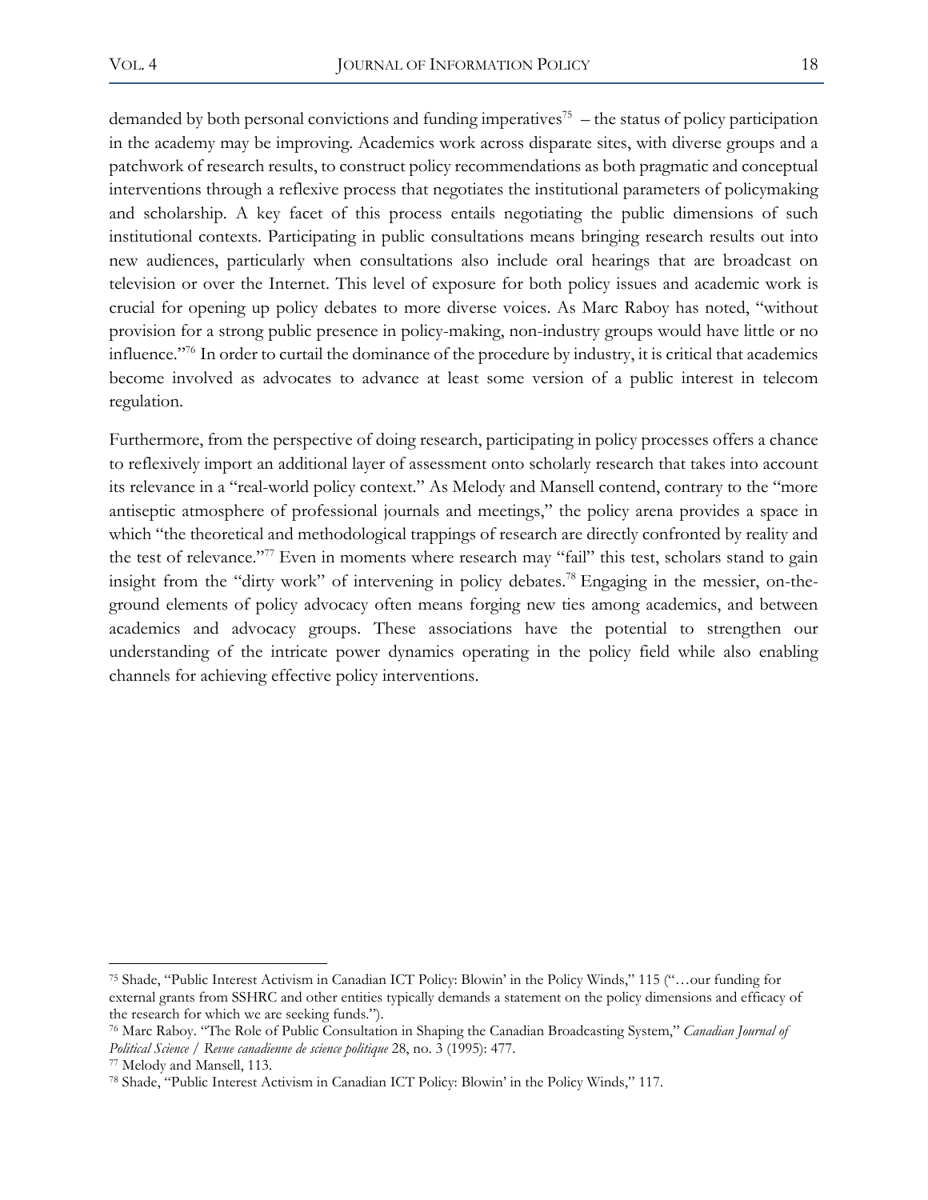demanded by both personal convictions and funding imperatives[75] – the status of policy participation in the academy may be improving. Academics work across disparate sites, with diverse groups and a patchwork of research results, to construct policy recommendations as both pragmatic and conceptual interventions through a reflexive process that negotiates the institutional parameters of policymaking and scholarship. A key facet of this process entails negotiating the public dimensions of such institutional contexts. Participating in public consultations means bringing research results out into new audiences, particularly when consultations also include oral hearings that are broadcast on television or over the Internet. This level of exposure for both policy issues and academic work is crucial for opening up policy debates to more diverse voices. As Marc Raboy has noted, "without provision for a strong public presence in policy-making, non-industry groups would have little or no influence."[76] In order to curtail the dominance of the procedure by industry, it is critical that academics become involved as advocates to advance at least some version of a public interest in telecom regulation.

Furthermore, from the perspective of doing research, participating in policy processes offers a chance to reflexively import an additional layer of assessment onto scholarly research that takes into account its relevance in a "real-world policy context." As Melody and Mansell contend, contrary to the "more antiseptic atmosphere of professional journals and meetings," the policy arena provides a space in which "the theoretical and methodological trappings of research are directly confronted by reality and the test of relevance."[77] Even in moments where research may "fail" this test, scholars stand to gain insight from the "dirty work" of intervening in policy debates.[78] Engaging in the messier, on-the-ground elements of policy advocacy often means forging new ties among academics, and between academics and advocacy groups. These associations have the potential to strengthen our understanding of the intricate power dynamics operating in the policy field while also enabling channels for achieving effective policy interventions.

---

[75] Shade, "Public Interest Activism in Canadian ICT Policy: Blowin' in the Policy Winds," 115 ("…our funding for external grants from SSHRC and other entities typically demands a statement on the policy dimensions and efficacy of the research for which we are seeking funds.").

[76] Marc Raboy. "The Role of Public Consultation in Shaping the Canadian Broadcasting System," *Canadian Journal of Political Science / Revue canadienne de science politique* 28, no. 3 (1995): 477.

[77] Melody and Mansell, 113.

[78] Shade, "Public Interest Activism in Canadian ICT Policy: Blowin' in the Policy Winds," 117.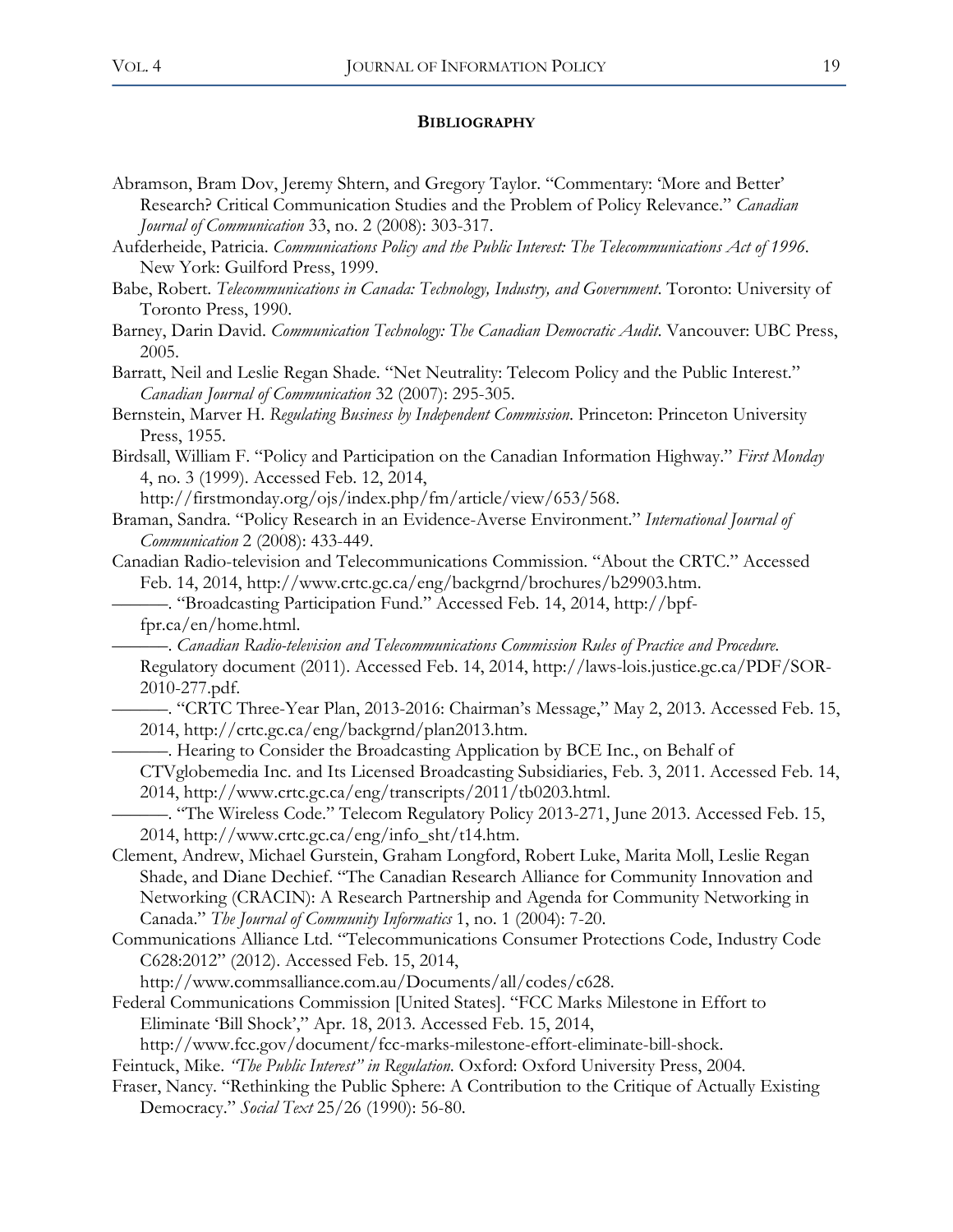## **Bibliography**

Abramson, Bram Dov, Jeremy Shtern, and Gregory Taylor. "Commentary: 'More and Better' Research? Critical Communication Studies and the Problem of Policy Relevance." *Canadian Journal of Communication* 33, no. 2 (2008): 303-317.

Aufderheide, Patricia. *Communications Policy and the Public Interest: The Telecommunications Act of 1996*. New York: Guilford Press, 1999.

Babe, Robert. *Telecommunications in Canada: Technology, Industry, and Government*. Toronto: University of Toronto Press, 1990.

Barney, Darin David. *Communication Technology: The Canadian Democratic Audit*. Vancouver: UBC Press, 2005.

Barratt, Neil and Leslie Regan Shade. "Net Neutrality: Telecom Policy and the Public Interest." *Canadian Journal of Communication* 32 (2007): 295-305.

Bernstein, Marver H. *Regulating Business by Independent Commission*. Princeton: Princeton University Press, 1955.

Birdsall, William F. "Policy and Participation on the Canadian Information Highway." *First Monday* 4, no. 3 (1999). Accessed Feb. 12, 2014, http://firstmonday.org/ojs/index.php/fm/article/view/653/568.

Braman, Sandra. "Policy Research in an Evidence-Averse Environment." *International Journal of Communication* 2 (2008): 433-449.

Canadian Radio-television and Telecommunications Commission. "About the CRTC." Accessed Feb. 14, 2014, http://www.crtc.gc.ca/eng/backgrnd/brochures/b29903.htm.

———. "Broadcasting Participation Fund." Accessed Feb. 14, 2014, http://bpf-fpr.ca/en/home.html.

———. *Canadian Radio-television and Telecommunications Commission Rules of Practice and Procedure*. Regulatory document (2011). Accessed Feb. 14, 2014, http://laws-lois.justice.gc.ca/PDF/SOR-2010-277.pdf.

———. "CRTC Three-Year Plan, 2013-2016: Chairman's Message," May 2, 2013. Accessed Feb. 15, 2014, http://crtc.gc.ca/eng/backgrnd/plan2013.htm.

———. Hearing to Consider the Broadcasting Application by BCE Inc., on Behalf of CTVglobemedia Inc. and Its Licensed Broadcasting Subsidiaries, Feb. 3, 2011. Accessed Feb. 14, 2014, http://www.crtc.gc.ca/eng/transcripts/2011/tb0203.html.

———. "The Wireless Code." Telecom Regulatory Policy 2013-271, June 2013. Accessed Feb. 15, 2014, http://www.crtc.gc.ca/eng/info_sht/t14.htm.

Clement, Andrew, Michael Gurstein, Graham Longford, Robert Luke, Marita Moll, Leslie Regan Shade, and Diane Dechief. "The Canadian Research Alliance for Community Innovation and Networking (CRACIN): A Research Partnership and Agenda for Community Networking in Canada." *The Journal of Community Informatics* 1, no. 1 (2004): 7-20.

Communications Alliance Ltd. "Telecommunications Consumer Protections Code, Industry Code C628:2012" (2012). Accessed Feb. 15, 2014, http://www.commsalliance.com.au/Documents/all/codes/c628.

Federal Communications Commission [United States]. "FCC Marks Milestone in Effort to Eliminate 'Bill Shock'," Apr. 18, 2013. Accessed Feb. 15, 2014, http://www.fcc.gov/document/fcc-marks-milestone-effort-eliminate-bill-shock.

Feintuck, Mike. *"The Public Interest" in Regulation*. Oxford: Oxford University Press, 2004.

Fraser, Nancy. "Rethinking the Public Sphere: A Contribution to the Critique of Actually Existing Democracy." *Social Text* 25/26 (1990): 56-80.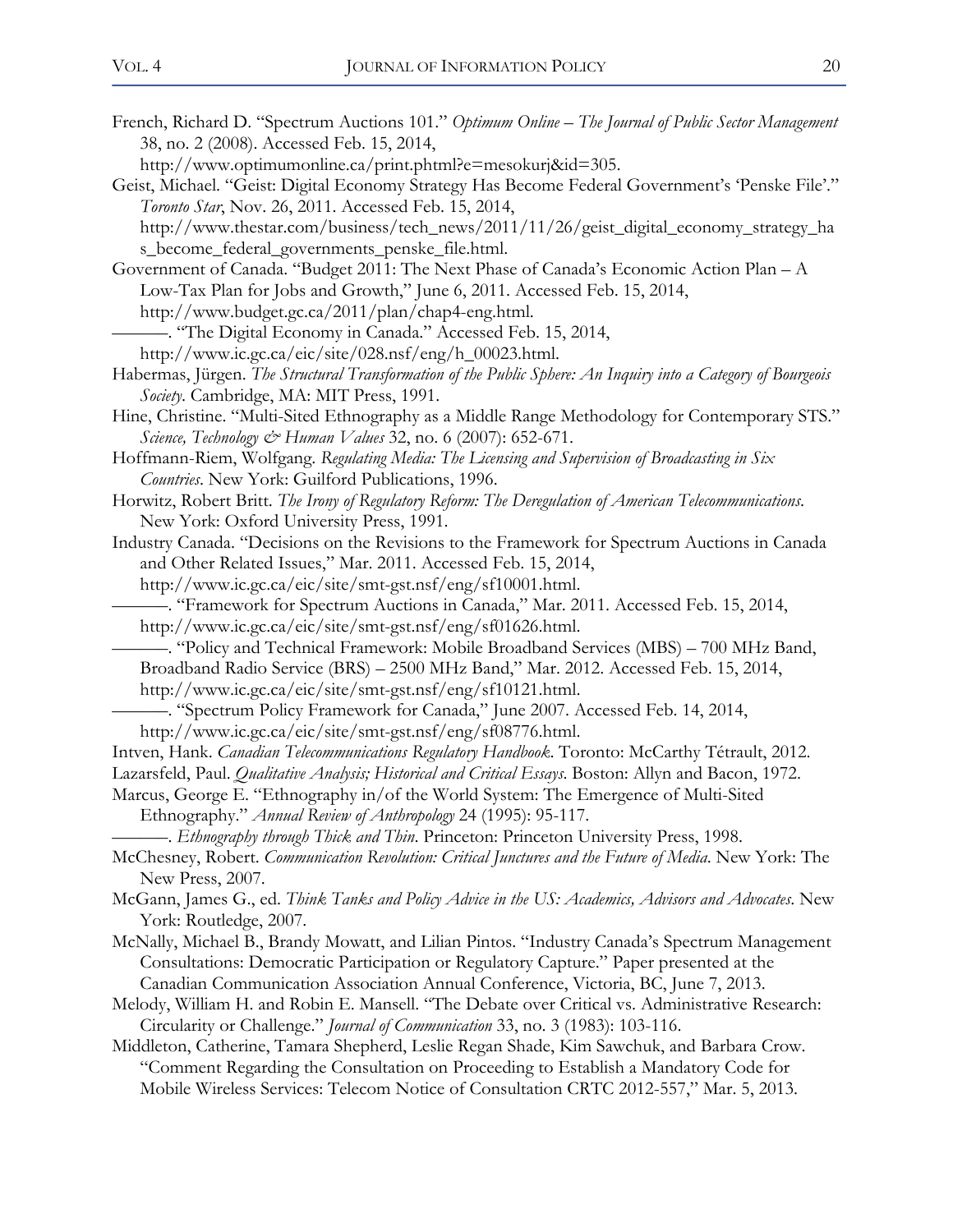French, Richard D. "Spectrum Auctions 101." *Optimum Online – The Journal of Public Sector Management* 38, no. 2 (2008). Accessed Feb. 15, 2014, http://www.optimumonline.ca/print.phtml?e=mesokurj&id=305.

Geist, Michael. "Geist: Digital Economy Strategy Has Become Federal Government's 'Penske File'." *Toronto Star*, Nov. 26, 2011. Accessed Feb. 15, 2014, http://www.thestar.com/business/tech_news/2011/11/26/geist_digital_economy_strategy_has_become_federal_governments_penske_file.html.

Government of Canada. "Budget 2011: The Next Phase of Canada's Economic Action Plan – A Low-Tax Plan for Jobs and Growth," June 6, 2011. Accessed Feb. 15, 2014, http://www.budget.gc.ca/2011/plan/chap4-eng.html.

———. "The Digital Economy in Canada." Accessed Feb. 15, 2014, http://www.ic.gc.ca/eic/site/028.nsf/eng/h_00023.html.

Habermas, Jürgen. *The Structural Transformation of the Public Sphere: An Inquiry into a Category of Bourgeois Society*. Cambridge, MA: MIT Press, 1991.

Hine, Christine. "Multi-Sited Ethnography as a Middle Range Methodology for Contemporary STS." *Science, Technology & Human Values* 32, no. 6 (2007): 652-671.

Hoffmann-Riem, Wolfgang. *Regulating Media: The Licensing and Supervision of Broadcasting in Six Countries*. New York: Guilford Publications, 1996.

Horwitz, Robert Britt. *The Irony of Regulatory Reform: The Deregulation of American Telecommunications*. New York: Oxford University Press, 1991.

Industry Canada. "Decisions on the Revisions to the Framework for Spectrum Auctions in Canada and Other Related Issues," Mar. 2011. Accessed Feb. 15, 2014, http://www.ic.gc.ca/eic/site/smt-gst.nsf/eng/sf10001.html.

———. "Framework for Spectrum Auctions in Canada," Mar. 2011. Accessed Feb. 15, 2014, http://www.ic.gc.ca/eic/site/smt-gst.nsf/eng/sf01626.html.

———. "Policy and Technical Framework: Mobile Broadband Services (MBS) – 700 MHz Band, Broadband Radio Service (BRS) – 2500 MHz Band," Mar. 2012. Accessed Feb. 15, 2014, http://www.ic.gc.ca/eic/site/smt-gst.nsf/eng/sf10121.html.

———. "Spectrum Policy Framework for Canada," June 2007. Accessed Feb. 14, 2014, http://www.ic.gc.ca/eic/site/smt-gst.nsf/eng/sf08776.html.

Intven, Hank. *Canadian Telecommunications Regulatory Handbook*. Toronto: McCarthy Tétrault, 2012.

Lazarsfeld, Paul. *Qualitative Analysis; Historical and Critical Essays*. Boston: Allyn and Bacon, 1972.

Marcus, George E. "Ethnography in/of the World System: The Emergence of Multi-Sited Ethnography." *Annual Review of Anthropology* 24 (1995): 95-117.

———. *Ethnography through Thick and Thin*. Princeton: Princeton University Press, 1998.

McChesney, Robert. *Communication Revolution: Critical Junctures and the Future of Media*. New York: The New Press, 2007.

McGann, James G., ed. *Think Tanks and Policy Advice in the US: Academics, Advisors and Advocates*. New York: Routledge, 2007.

McNally, Michael B., Brandy Mowatt, and Lilian Pintos. "Industry Canada's Spectrum Management Consultations: Democratic Participation or Regulatory Capture." Paper presented at the Canadian Communication Association Annual Conference, Victoria, BC, June 7, 2013.

Melody, William H. and Robin E. Mansell. "The Debate over Critical vs. Administrative Research: Circularity or Challenge." *Journal of Communication* 33, no. 3 (1983): 103-116.

Middleton, Catherine, Tamara Shepherd, Leslie Regan Shade, Kim Sawchuk, and Barbara Crow. "Comment Regarding the Consultation on Proceeding to Establish a Mandatory Code for Mobile Wireless Services: Telecom Notice of Consultation CRTC 2012-557," Mar. 5, 2013.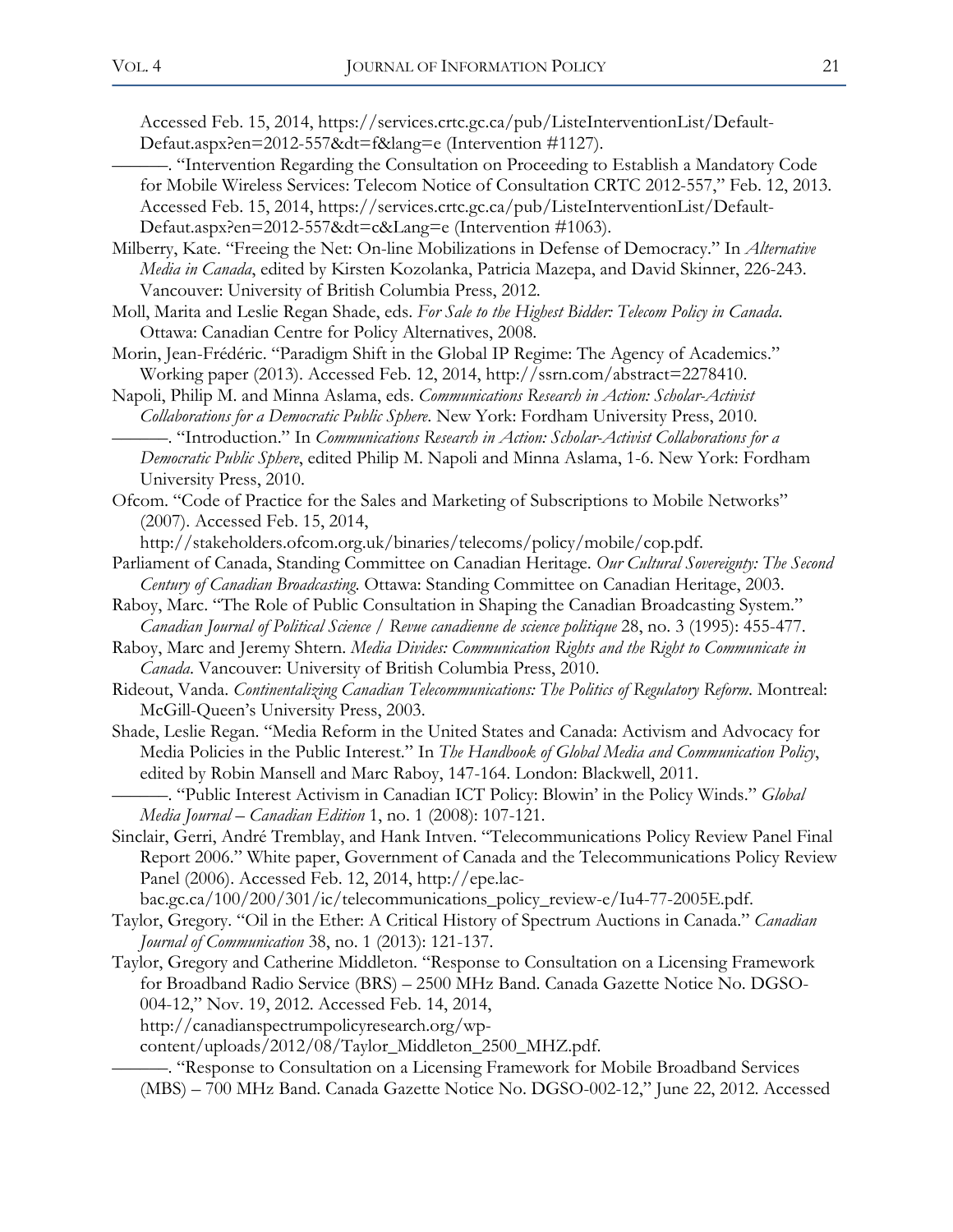Accessed Feb. 15, 2014, https://services.crtc.gc.ca/pub/ListeInterventionList/Default-Defaut.aspx?en=2012-557&dt=f&lang=e (Intervention #1127).

———. "Intervention Regarding the Consultation on Proceeding to Establish a Mandatory Code for Mobile Wireless Services: Telecom Notice of Consultation CRTC 2012-557," Feb. 12, 2013. Accessed Feb. 15, 2014, https://services.crtc.gc.ca/pub/ListeInterventionList/Default-Defaut.aspx?en=2012-557&dt=c&Lang=e (Intervention #1063).

Milberry, Kate. "Freeing the Net: On-line Mobilizations in Defense of Democracy." In *Alternative Media in Canada*, edited by Kirsten Kozolanka, Patricia Mazepa, and David Skinner, 226-243. Vancouver: University of British Columbia Press, 2012.

Moll, Marita and Leslie Regan Shade, eds. *For Sale to the Highest Bidder: Telecom Policy in Canada*. Ottawa: Canadian Centre for Policy Alternatives, 2008.

Morin, Jean-Frédéric. "Paradigm Shift in the Global IP Regime: The Agency of Academics." Working paper (2013). Accessed Feb. 12, 2014, http://ssrn.com/abstract=2278410.

Napoli, Philip M. and Minna Aslama, eds. *Communications Research in Action: Scholar-Activist Collaborations for a Democratic Public Sphere*. New York: Fordham University Press, 2010.

———. "Introduction." In *Communications Research in Action: Scholar-Activist Collaborations for a Democratic Public Sphere*, edited Philip M. Napoli and Minna Aslama, 1-6. New York: Fordham University Press, 2010.

Ofcom. "Code of Practice for the Sales and Marketing of Subscriptions to Mobile Networks" (2007). Accessed Feb. 15, 2014, http://stakeholders.ofcom.org.uk/binaries/telecoms/policy/mobile/cop.pdf.

Parliament of Canada, Standing Committee on Canadian Heritage. *Our Cultural Sovereignty: The Second Century of Canadian Broadcasting.* Ottawa: Standing Committee on Canadian Heritage, 2003.

Raboy, Marc. "The Role of Public Consultation in Shaping the Canadian Broadcasting System." *Canadian Journal of Political Science / Revue canadienne de science politique* 28, no. 3 (1995): 455-477.

Raboy, Marc and Jeremy Shtern. *Media Divides: Communication Rights and the Right to Communicate in Canada*. Vancouver: University of British Columbia Press, 2010.

Rideout, Vanda. *Continentalizing Canadian Telecommunications: The Politics of Regulatory Reform*. Montreal: McGill-Queen's University Press, 2003.

Shade, Leslie Regan. "Media Reform in the United States and Canada: Activism and Advocacy for Media Policies in the Public Interest." In *The Handbook of Global Media and Communication Policy*, edited by Robin Mansell and Marc Raboy, 147-164. London: Blackwell, 2011.

———. "Public Interest Activism in Canadian ICT Policy: Blowin' in the Policy Winds." *Global Media Journal – Canadian Edition* 1, no. 1 (2008): 107-121.

Sinclair, Gerri, André Tremblay, and Hank Intven. "Telecommunications Policy Review Panel Final Report 2006." White paper, Government of Canada and the Telecommunications Policy Review Panel (2006). Accessed Feb. 12, 2014, http://epe.lac-bac.gc.ca/100/200/301/ic/telecommunications_policy_review-e/Iu4-77-2005E.pdf.

Taylor, Gregory. "Oil in the Ether: A Critical History of Spectrum Auctions in Canada." *Canadian Journal of Communication* 38, no. 1 (2013): 121-137.

Taylor, Gregory and Catherine Middleton. "Response to Consultation on a Licensing Framework for Broadband Radio Service (BRS) – 2500 MHz Band. Canada Gazette Notice No. DGSO-004-12," Nov. 19, 2012. Accessed Feb. 14, 2014, http://canadianspectrumpolicyresearch.org/wp-content/uploads/2012/08/Taylor_Middleton_2500_MHZ.pdf.

———. "Response to Consultation on a Licensing Framework for Mobile Broadband Services (MBS) – 700 MHz Band. Canada Gazette Notice No. DGSO-002-12," June 22, 2012. Accessed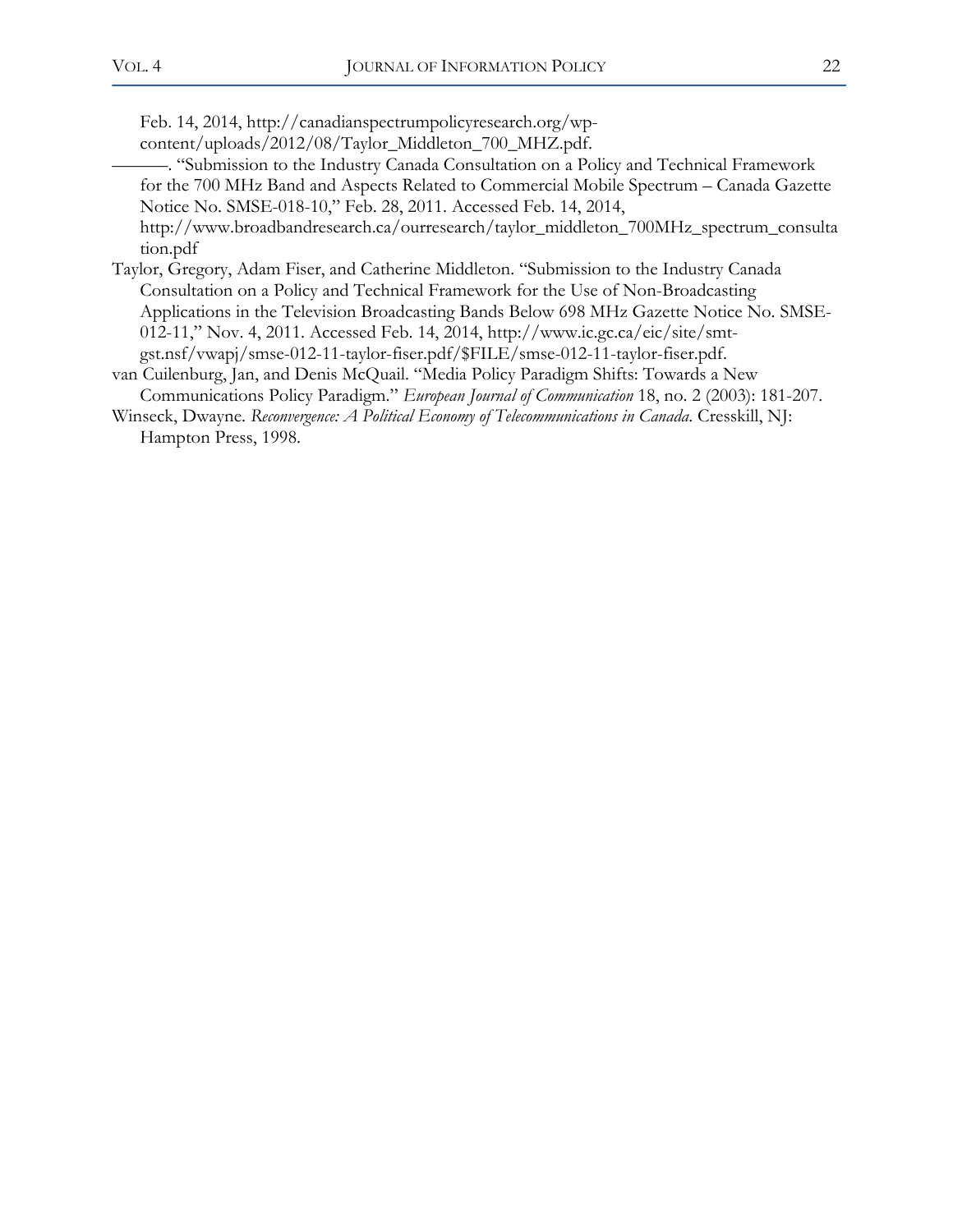Feb. 14, 2014, http://canadianspectrumpolicyresearch.org/wp-content/uploads/2012/08/Taylor_Middleton_700_MHZ.pdf.

———. "Submission to the Industry Canada Consultation on a Policy and Technical Framework for the 700 MHz Band and Aspects Related to Commercial Mobile Spectrum – Canada Gazette Notice No. SMSE-018-10," Feb. 28, 2011. Accessed Feb. 14, 2014, http://www.broadbandresearch.ca/ourresearch/taylor_middleton_700MHz_spectrum_consultation.pdf

Taylor, Gregory, Adam Fiser, and Catherine Middleton. "Submission to the Industry Canada Consultation on a Policy and Technical Framework for the Use of Non-Broadcasting Applications in the Television Broadcasting Bands Below 698 MHz Gazette Notice No. SMSE-012-11," Nov. 4, 2011. Accessed Feb. 14, 2014, http://www.ic.gc.ca/eic/site/smt-gst.nsf/vwapj/smse-012-11-taylor-fiser.pdf/$FILE/smse-012-11-taylor-fiser.pdf.

van Cuilenburg, Jan, and Denis McQuail. "Media Policy Paradigm Shifts: Towards a New Communications Policy Paradigm." *European Journal of Communication* 18, no. 2 (2003): 181-207.

Winseck, Dwayne. *Reconvergence: A Political Economy of Telecommunications in Canada*. Cresskill, NJ: Hampton Press, 1998.